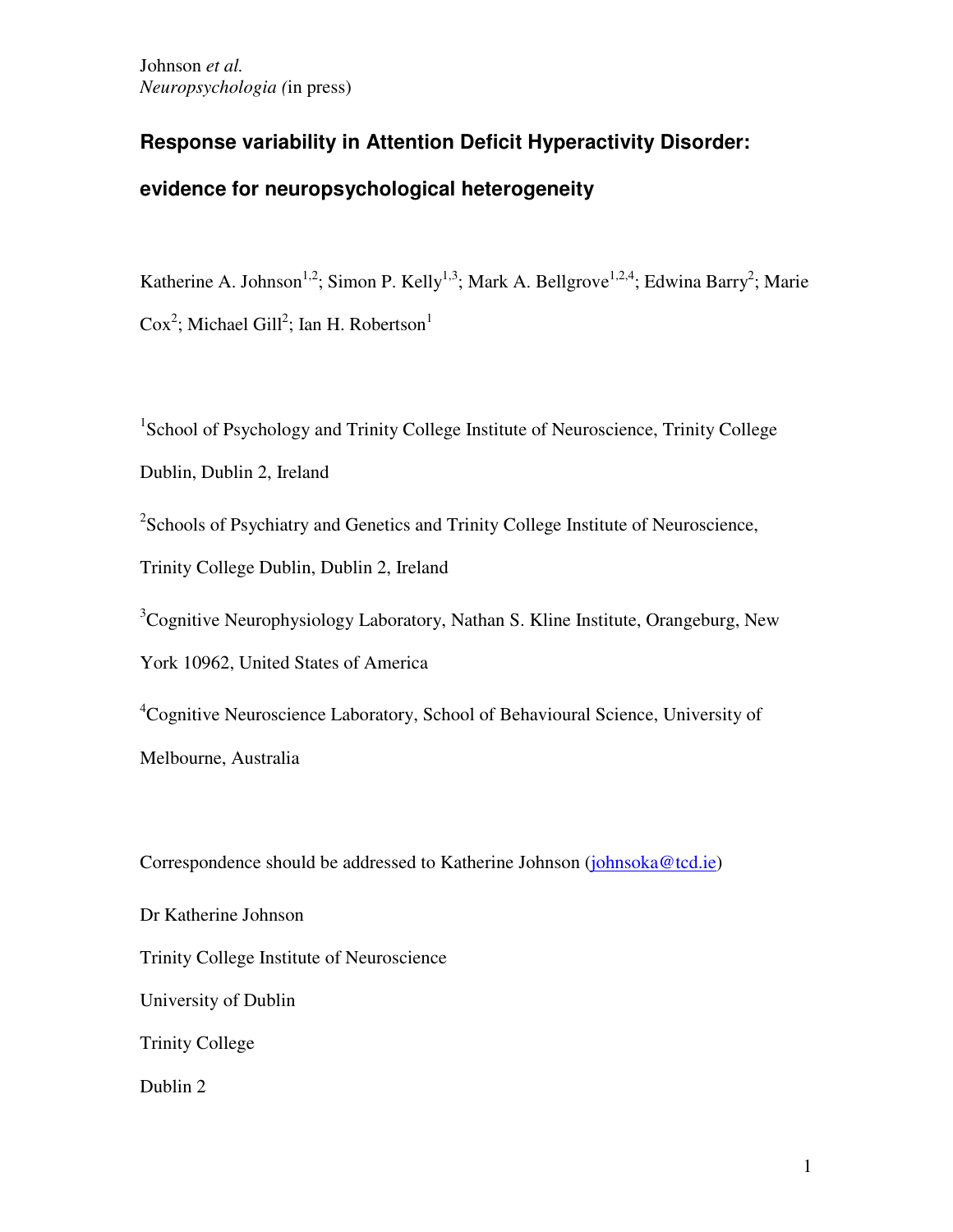Johnson *et al.*
*Neuropsychologia (*in press)

# Response variability in Attention Deficit Hyperactivity Disorder: evidence for neuropsychological heterogeneity

Katherine A. Johnson[1,2]; Simon P. Kelly[1,3]; Mark A. Bellgrove[1,2,4]; Edwina Barry[2]; Marie Cox[2]; Michael Gill[2]; Ian H. Robertson[1]

[1]School of Psychology and Trinity College Institute of Neuroscience, Trinity College Dublin, Dublin 2, Ireland

[2]Schools of Psychiatry and Genetics and Trinity College Institute of Neuroscience, Trinity College Dublin, Dublin 2, Ireland

[3]Cognitive Neurophysiology Laboratory, Nathan S. Kline Institute, Orangeburg, New York 10962, United States of America

[4]Cognitive Neuroscience Laboratory, School of Behavioural Science, University of Melbourne, Australia

Correspondence should be addressed to Katherine Johnson (johnsoka@tcd.ie)

Dr Katherine Johnson

Trinity College Institute of Neuroscience

University of Dublin

Trinity College

Dublin 2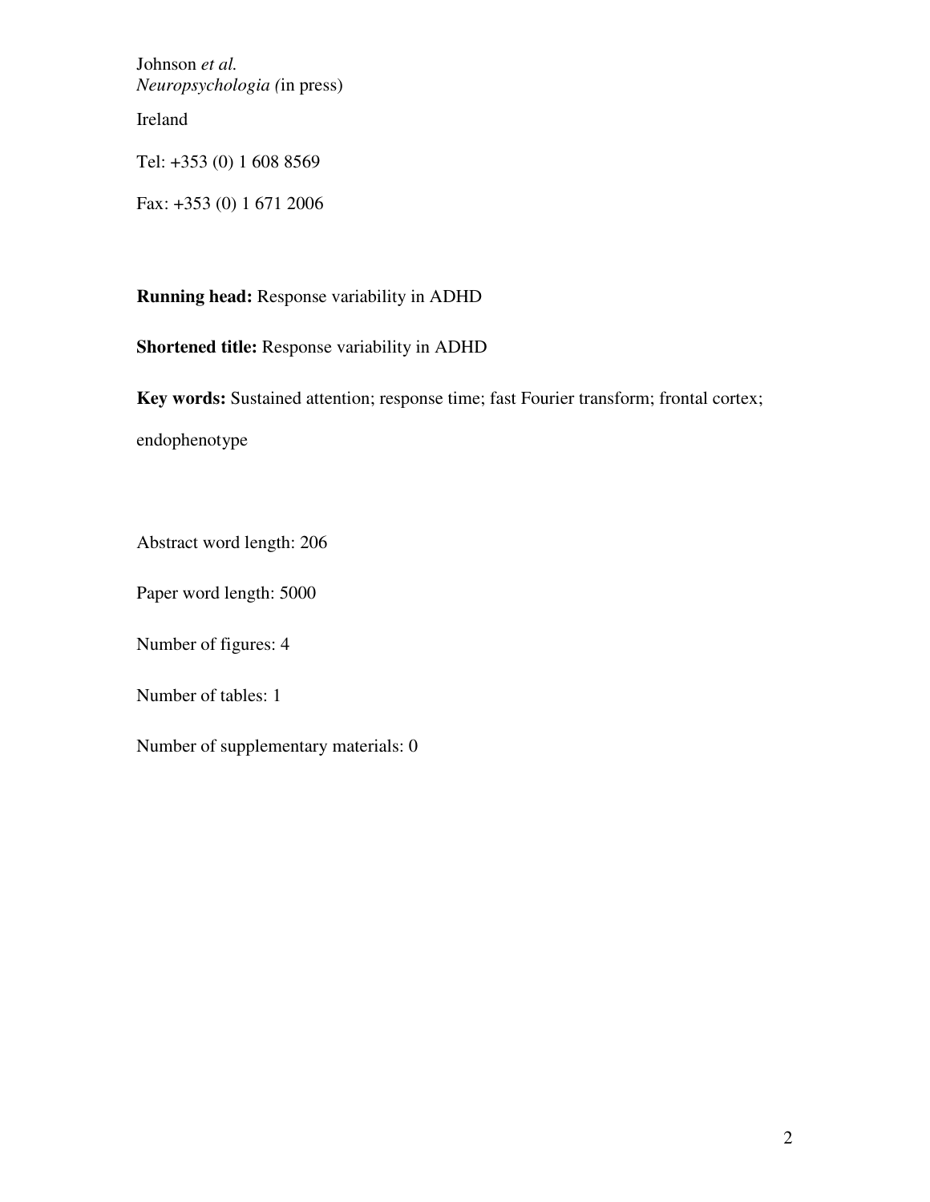Ireland

Tel: +353 (0) 1 608 8569

Fax: +353 (0) 1 671 2006

**Running head:** Response variability in ADHD

**Shortened title:** Response variability in ADHD

**Key words:** Sustained attention; response time; fast Fourier transform; frontal cortex; endophenotype

Abstract word length: 206

Paper word length: 5000

Number of figures: 4

Number of tables: 1

Number of supplementary materials: 0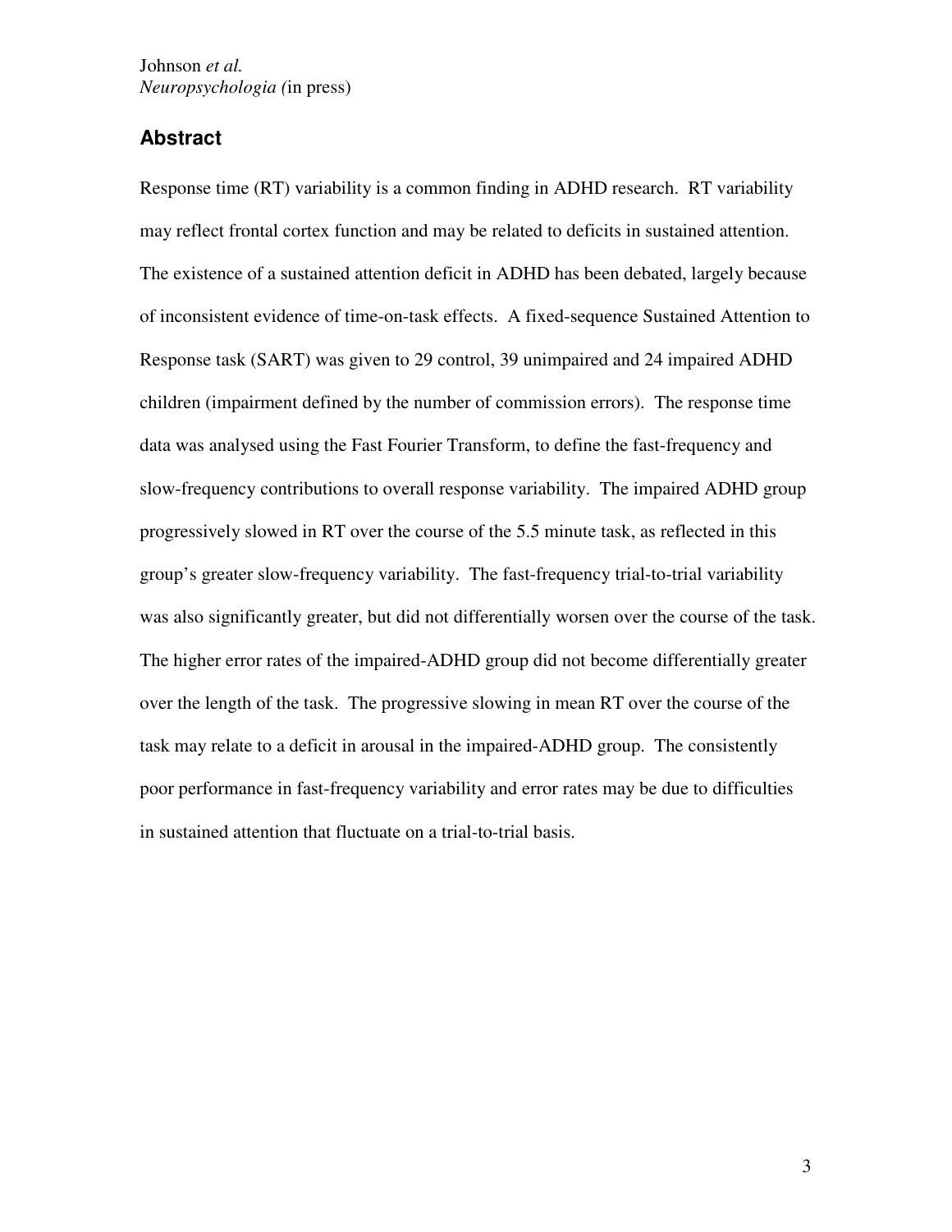## Abstract

Response time (RT) variability is a common finding in ADHD research. RT variability may reflect frontal cortex function and may be related to deficits in sustained attention. The existence of a sustained attention deficit in ADHD has been debated, largely because of inconsistent evidence of time-on-task effects. A fixed-sequence Sustained Attention to Response task (SART) was given to 29 control, 39 unimpaired and 24 impaired ADHD children (impairment defined by the number of commission errors). The response time data was analysed using the Fast Fourier Transform, to define the fast-frequency and slow-frequency contributions to overall response variability. The impaired ADHD group progressively slowed in RT over the course of the 5.5 minute task, as reflected in this group's greater slow-frequency variability. The fast-frequency trial-to-trial variability was also significantly greater, but did not differentially worsen over the course of the task. The higher error rates of the impaired-ADHD group did not become differentially greater over the length of the task. The progressive slowing in mean RT over the course of the task may relate to a deficit in arousal in the impaired-ADHD group. The consistently poor performance in fast-frequency variability and error rates may be due to difficulties in sustained attention that fluctuate on a trial-to-trial basis.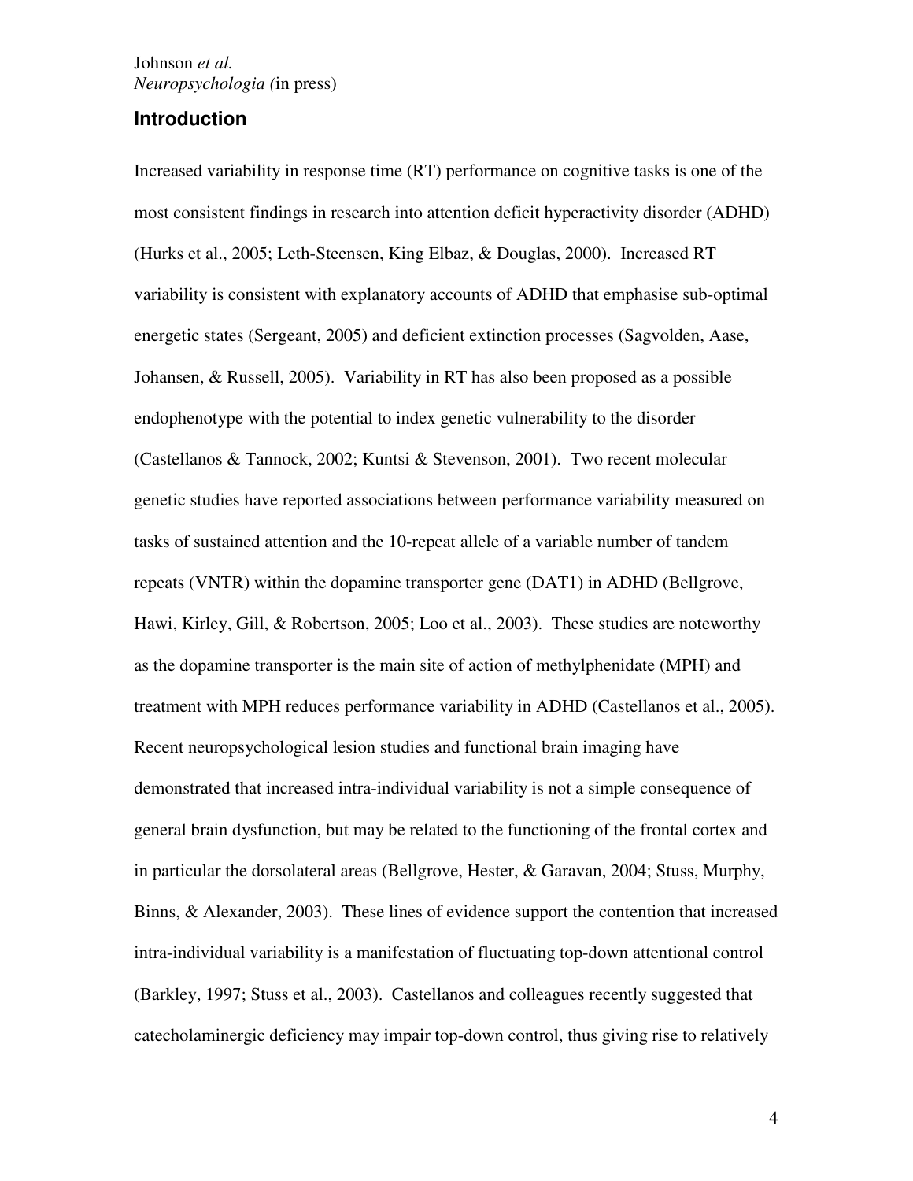## Introduction

Increased variability in response time (RT) performance on cognitive tasks is one of the most consistent findings in research into attention deficit hyperactivity disorder (ADHD) (Hurks et al., 2005; Leth-Steensen, King Elbaz, & Douglas, 2000). Increased RT variability is consistent with explanatory accounts of ADHD that emphasise sub-optimal energetic states (Sergeant, 2005) and deficient extinction processes (Sagvolden, Aase, Johansen, & Russell, 2005). Variability in RT has also been proposed as a possible endophenotype with the potential to index genetic vulnerability to the disorder (Castellanos & Tannock, 2002; Kuntsi & Stevenson, 2001). Two recent molecular genetic studies have reported associations between performance variability measured on tasks of sustained attention and the 10-repeat allele of a variable number of tandem repeats (VNTR) within the dopamine transporter gene (DAT1) in ADHD (Bellgrove, Hawi, Kirley, Gill, & Robertson, 2005; Loo et al., 2003). These studies are noteworthy as the dopamine transporter is the main site of action of methylphenidate (MPH) and treatment with MPH reduces performance variability in ADHD (Castellanos et al., 2005). Recent neuropsychological lesion studies and functional brain imaging have demonstrated that increased intra-individual variability is not a simple consequence of general brain dysfunction, but may be related to the functioning of the frontal cortex and in particular the dorsolateral areas (Bellgrove, Hester, & Garavan, 2004; Stuss, Murphy, Binns, & Alexander, 2003). These lines of evidence support the contention that increased intra-individual variability is a manifestation of fluctuating top-down attentional control (Barkley, 1997; Stuss et al., 2003). Castellanos and colleagues recently suggested that catecholaminergic deficiency may impair top-down control, thus giving rise to relatively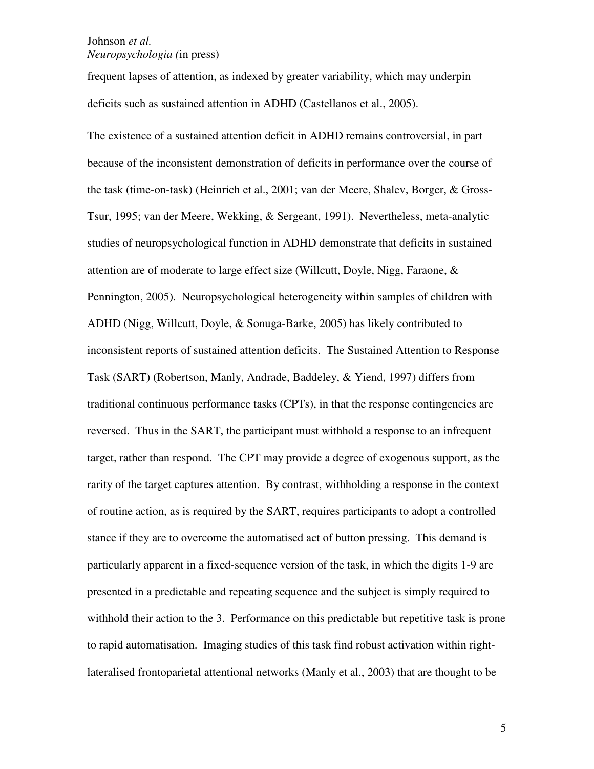frequent lapses of attention, as indexed by greater variability, which may underpin deficits such as sustained attention in ADHD (Castellanos et al., 2005).

The existence of a sustained attention deficit in ADHD remains controversial, in part because of the inconsistent demonstration of deficits in performance over the course of the task (time-on-task) (Heinrich et al., 2001; van der Meere, Shalev, Borger, & Gross-Tsur, 1995; van der Meere, Wekking, & Sergeant, 1991). Nevertheless, meta-analytic studies of neuropsychological function in ADHD demonstrate that deficits in sustained attention are of moderate to large effect size (Willcutt, Doyle, Nigg, Faraone, & Pennington, 2005). Neuropsychological heterogeneity within samples of children with ADHD (Nigg, Willcutt, Doyle, & Sonuga-Barke, 2005) has likely contributed to inconsistent reports of sustained attention deficits. The Sustained Attention to Response Task (SART) (Robertson, Manly, Andrade, Baddeley, & Yiend, 1997) differs from traditional continuous performance tasks (CPTs), in that the response contingencies are reversed. Thus in the SART, the participant must withhold a response to an infrequent target, rather than respond. The CPT may provide a degree of exogenous support, as the rarity of the target captures attention. By contrast, withholding a response in the context of routine action, as is required by the SART, requires participants to adopt a controlled stance if they are to overcome the automatised act of button pressing. This demand is particularly apparent in a fixed-sequence version of the task, in which the digits 1-9 are presented in a predictable and repeating sequence and the subject is simply required to withhold their action to the 3. Performance on this predictable but repetitive task is prone to rapid automatisation. Imaging studies of this task find robust activation within right-lateralised frontoparietal attentional networks (Manly et al., 2003) that are thought to be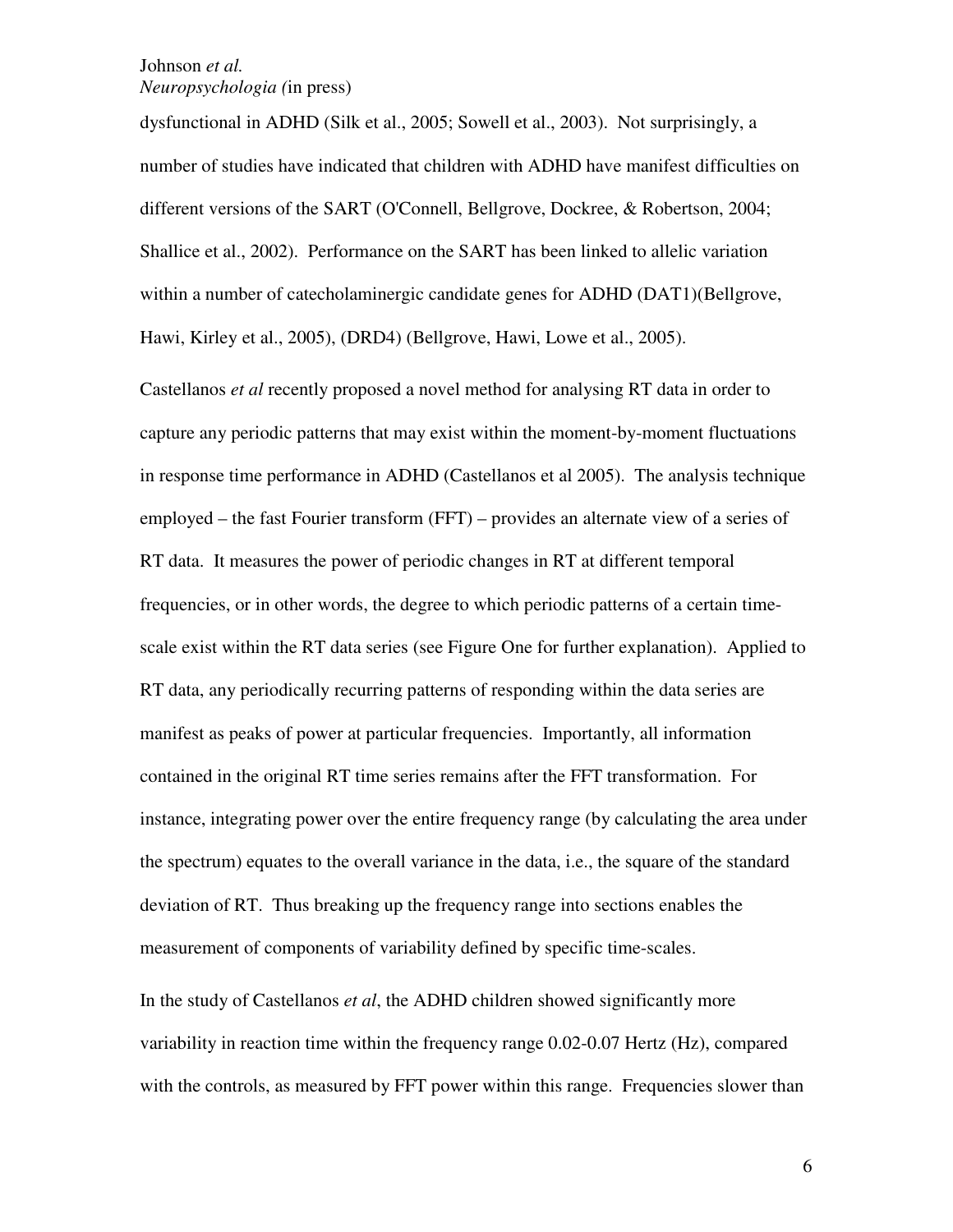dysfunctional in ADHD (Silk et al., 2005; Sowell et al., 2003). Not surprisingly, a number of studies have indicated that children with ADHD have manifest difficulties on different versions of the SART (O'Connell, Bellgrove, Dockree, & Robertson, 2004; Shallice et al., 2002). Performance on the SART has been linked to allelic variation within a number of catecholaminergic candidate genes for ADHD (DAT1)(Bellgrove, Hawi, Kirley et al., 2005), (DRD4) (Bellgrove, Hawi, Lowe et al., 2005).

Castellanos *et al* recently proposed a novel method for analysing RT data in order to capture any periodic patterns that may exist within the moment-by-moment fluctuations in response time performance in ADHD (Castellanos et al 2005). The analysis technique employed – the fast Fourier transform (FFT) – provides an alternate view of a series of RT data. It measures the power of periodic changes in RT at different temporal frequencies, or in other words, the degree to which periodic patterns of a certain time-scale exist within the RT data series (see Figure One for further explanation). Applied to RT data, any periodically recurring patterns of responding within the data series are manifest as peaks of power at particular frequencies. Importantly, all information contained in the original RT time series remains after the FFT transformation. For instance, integrating power over the entire frequency range (by calculating the area under the spectrum) equates to the overall variance in the data, i.e., the square of the standard deviation of RT. Thus breaking up the frequency range into sections enables the measurement of components of variability defined by specific time-scales.

In the study of Castellanos *et al*, the ADHD children showed significantly more variability in reaction time within the frequency range 0.02-0.07 Hertz (Hz), compared with the controls, as measured by FFT power within this range. Frequencies slower than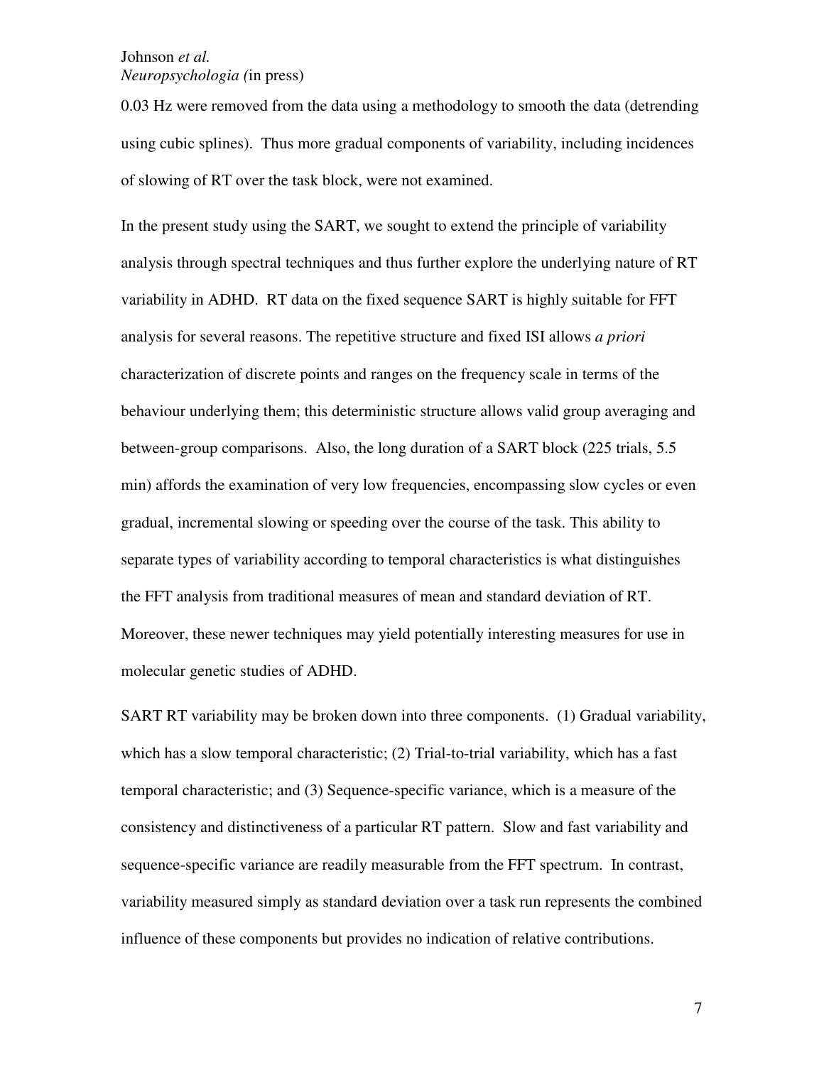0.03 Hz were removed from the data using a methodology to smooth the data (detrending using cubic splines). Thus more gradual components of variability, including incidences of slowing of RT over the task block, were not examined.

In the present study using the SART, we sought to extend the principle of variability analysis through spectral techniques and thus further explore the underlying nature of RT variability in ADHD. RT data on the fixed sequence SART is highly suitable for FFT analysis for several reasons. The repetitive structure and fixed ISI allows *a priori* characterization of discrete points and ranges on the frequency scale in terms of the behaviour underlying them; this deterministic structure allows valid group averaging and between-group comparisons. Also, the long duration of a SART block (225 trials, 5.5 min) affords the examination of very low frequencies, encompassing slow cycles or even gradual, incremental slowing or speeding over the course of the task. This ability to separate types of variability according to temporal characteristics is what distinguishes the FFT analysis from traditional measures of mean and standard deviation of RT. Moreover, these newer techniques may yield potentially interesting measures for use in molecular genetic studies of ADHD.

SART RT variability may be broken down into three components. (1) Gradual variability, which has a slow temporal characteristic; (2) Trial-to-trial variability, which has a fast temporal characteristic; and (3) Sequence-specific variance, which is a measure of the consistency and distinctiveness of a particular RT pattern. Slow and fast variability and sequence-specific variance are readily measurable from the FFT spectrum. In contrast, variability measured simply as standard deviation over a task run represents the combined influence of these components but provides no indication of relative contributions.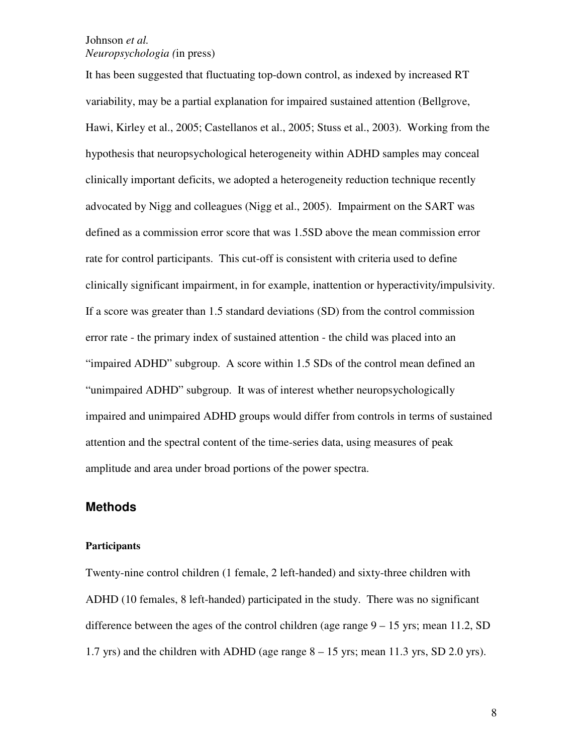It has been suggested that fluctuating top-down control, as indexed by increased RT variability, may be a partial explanation for impaired sustained attention (Bellgrove, Hawi, Kirley et al., 2005; Castellanos et al., 2005; Stuss et al., 2003). Working from the hypothesis that neuropsychological heterogeneity within ADHD samples may conceal clinically important deficits, we adopted a heterogeneity reduction technique recently advocated by Nigg and colleagues (Nigg et al., 2005). Impairment on the SART was defined as a commission error score that was 1.5SD above the mean commission error rate for control participants. This cut-off is consistent with criteria used to define clinically significant impairment, in for example, inattention or hyperactivity/impulsivity. If a score was greater than 1.5 standard deviations (SD) from the control commission error rate - the primary index of sustained attention - the child was placed into an "impaired ADHD" subgroup. A score within 1.5 SDs of the control mean defined an "unimpaired ADHD" subgroup. It was of interest whether neuropsychologically impaired and unimpaired ADHD groups would differ from controls in terms of sustained attention and the spectral content of the time-series data, using measures of peak amplitude and area under broad portions of the power spectra.

## Methods

### Participants

Twenty-nine control children (1 female, 2 left-handed) and sixty-three children with ADHD (10 females, 8 left-handed) participated in the study. There was no significant difference between the ages of the control children (age range 9 – 15 yrs; mean 11.2, SD 1.7 yrs) and the children with ADHD (age range 8 – 15 yrs; mean 11.3 yrs, SD 2.0 yrs).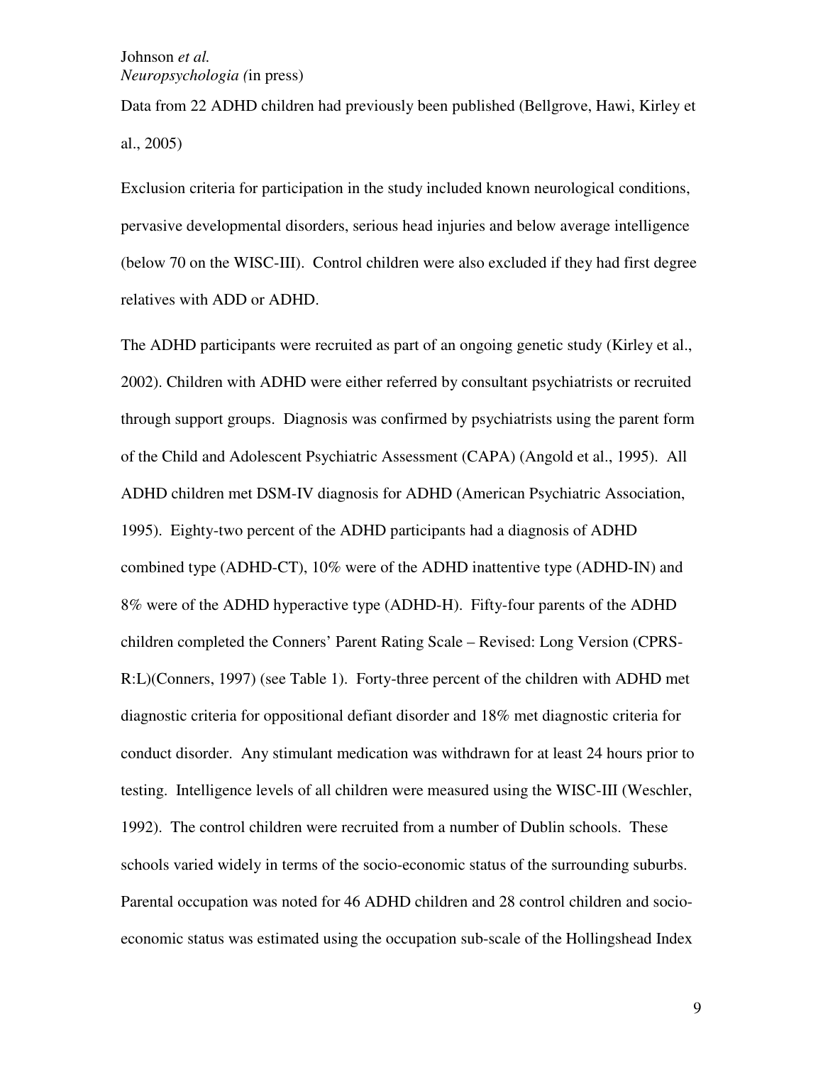Data from 22 ADHD children had previously been published (Bellgrove, Hawi, Kirley et al., 2005)

Exclusion criteria for participation in the study included known neurological conditions, pervasive developmental disorders, serious head injuries and below average intelligence (below 70 on the WISC-III). Control children were also excluded if they had first degree relatives with ADD or ADHD.

The ADHD participants were recruited as part of an ongoing genetic study (Kirley et al., 2002). Children with ADHD were either referred by consultant psychiatrists or recruited through support groups. Diagnosis was confirmed by psychiatrists using the parent form of the Child and Adolescent Psychiatric Assessment (CAPA) (Angold et al., 1995). All ADHD children met DSM-IV diagnosis for ADHD (American Psychiatric Association, 1995). Eighty-two percent of the ADHD participants had a diagnosis of ADHD combined type (ADHD-CT), 10% were of the ADHD inattentive type (ADHD-IN) and 8% were of the ADHD hyperactive type (ADHD-H). Fifty-four parents of the ADHD children completed the Conners' Parent Rating Scale – Revised: Long Version (CPRS-R:L)(Conners, 1997) (see Table 1). Forty-three percent of the children with ADHD met diagnostic criteria for oppositional defiant disorder and 18% met diagnostic criteria for conduct disorder. Any stimulant medication was withdrawn for at least 24 hours prior to testing. Intelligence levels of all children were measured using the WISC-III (Weschler, 1992). The control children were recruited from a number of Dublin schools. These schools varied widely in terms of the socio-economic status of the surrounding suburbs. Parental occupation was noted for 46 ADHD children and 28 control children and socio-economic status was estimated using the occupation sub-scale of the Hollingshead Index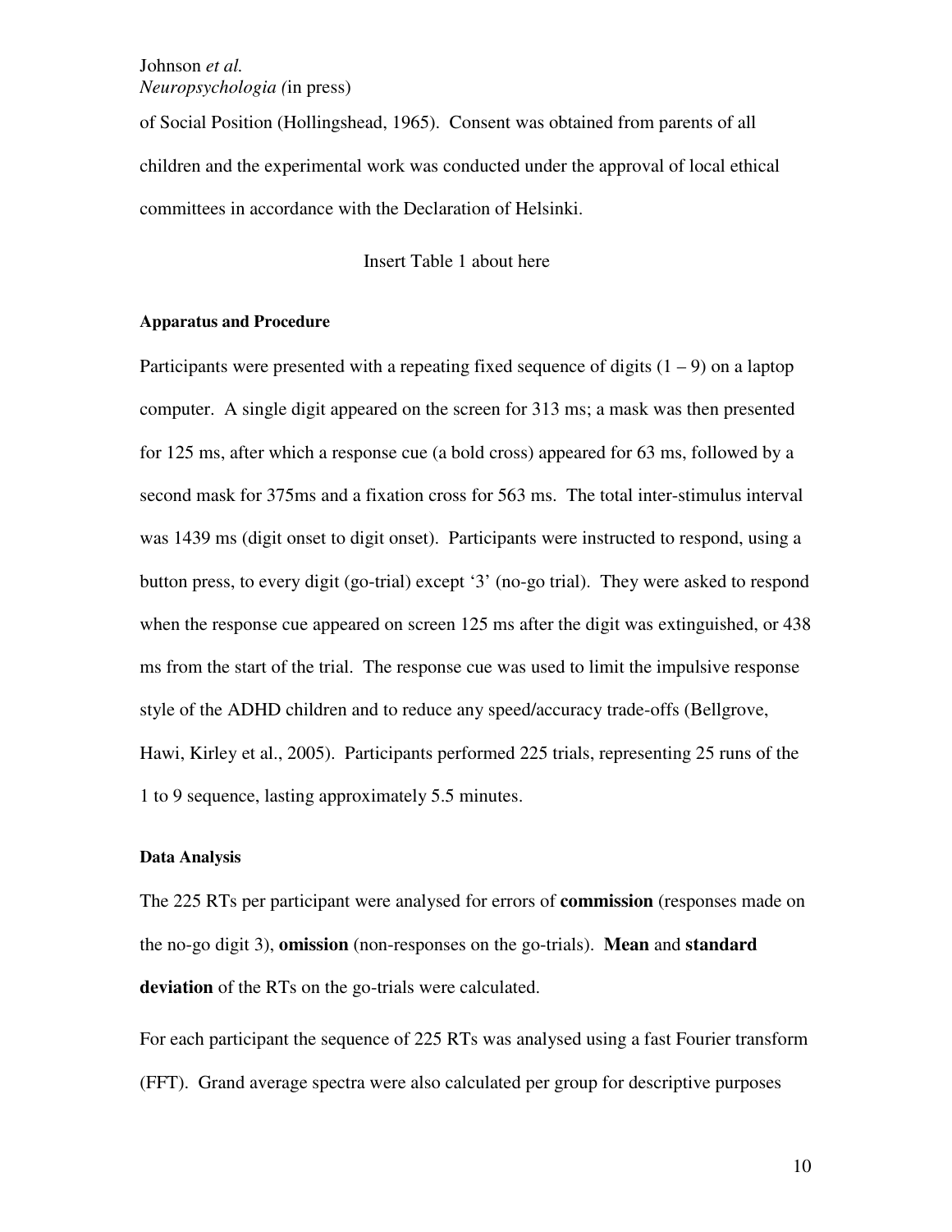of Social Position (Hollingshead, 1965). Consent was obtained from parents of all children and the experimental work was conducted under the approval of local ethical committees in accordance with the Declaration of Helsinki.

Insert Table 1 about here

### Apparatus and Procedure

Participants were presented with a repeating fixed sequence of digits (1 – 9) on a laptop computer. A single digit appeared on the screen for 313 ms; a mask was then presented for 125 ms, after which a response cue (a bold cross) appeared for 63 ms, followed by a second mask for 375ms and a fixation cross for 563 ms. The total inter-stimulus interval was 1439 ms (digit onset to digit onset). Participants were instructed to respond, using a button press, to every digit (go-trial) except '3' (no-go trial). They were asked to respond when the response cue appeared on screen 125 ms after the digit was extinguished, or 438 ms from the start of the trial. The response cue was used to limit the impulsive response style of the ADHD children and to reduce any speed/accuracy trade-offs (Bellgrove, Hawi, Kirley et al., 2005). Participants performed 225 trials, representing 25 runs of the 1 to 9 sequence, lasting approximately 5.5 minutes.

### Data Analysis

The 225 RTs per participant were analysed for errors of **commission** (responses made on the no-go digit 3), **omission** (non-responses on the go-trials). **Mean** and **standard deviation** of the RTs on the go-trials were calculated.

For each participant the sequence of 225 RTs was analysed using a fast Fourier transform (FFT). Grand average spectra were also calculated per group for descriptive purposes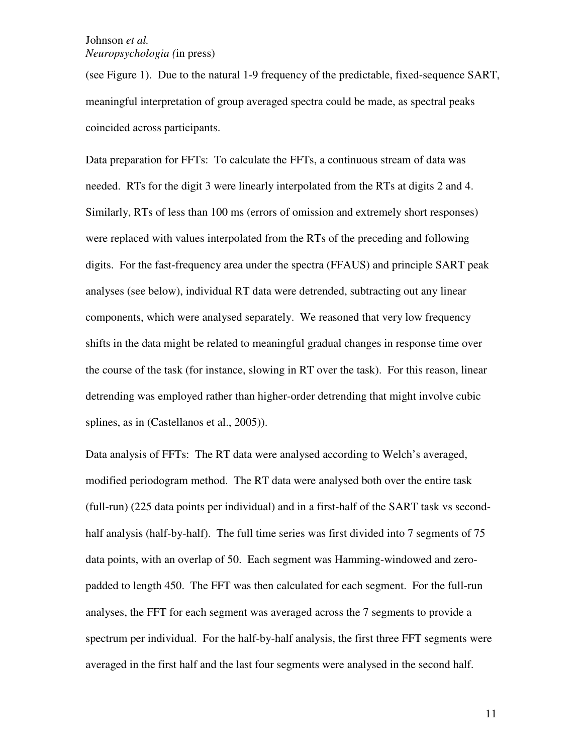(see Figure 1). Due to the natural 1-9 frequency of the predictable, fixed-sequence SART, meaningful interpretation of group averaged spectra could be made, as spectral peaks coincided across participants.

Data preparation for FFTs: To calculate the FFTs, a continuous stream of data was needed. RTs for the digit 3 were linearly interpolated from the RTs at digits 2 and 4. Similarly, RTs of less than 100 ms (errors of omission and extremely short responses) were replaced with values interpolated from the RTs of the preceding and following digits. For the fast-frequency area under the spectra (FFAUS) and principle SART peak analyses (see below), individual RT data were detrended, subtracting out any linear components, which were analysed separately. We reasoned that very low frequency shifts in the data might be related to meaningful gradual changes in response time over the course of the task (for instance, slowing in RT over the task). For this reason, linear detrending was employed rather than higher-order detrending that might involve cubic splines, as in (Castellanos et al., 2005)).

Data analysis of FFTs: The RT data were analysed according to Welch's averaged, modified periodogram method. The RT data were analysed both over the entire task (full-run) (225 data points per individual) and in a first-half of the SART task vs second-half analysis (half-by-half). The full time series was first divided into 7 segments of 75 data points, with an overlap of 50. Each segment was Hamming-windowed and zero-padded to length 450. The FFT was then calculated for each segment. For the full-run analyses, the FFT for each segment was averaged across the 7 segments to provide a spectrum per individual. For the half-by-half analysis, the first three FFT segments were averaged in the first half and the last four segments were analysed in the second half.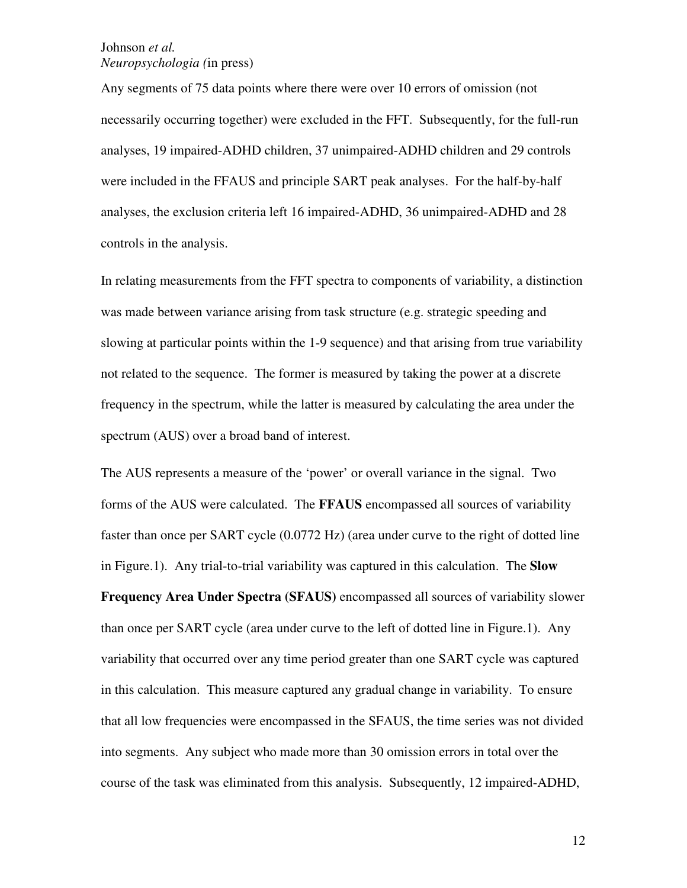Any segments of 75 data points where there were over 10 errors of omission (not necessarily occurring together) were excluded in the FFT. Subsequently, for the full-run analyses, 19 impaired-ADHD children, 37 unimpaired-ADHD children and 29 controls were included in the FFAUS and principle SART peak analyses. For the half-by-half analyses, the exclusion criteria left 16 impaired-ADHD, 36 unimpaired-ADHD and 28 controls in the analysis.

In relating measurements from the FFT spectra to components of variability, a distinction was made between variance arising from task structure (e.g. strategic speeding and slowing at particular points within the 1-9 sequence) and that arising from true variability not related to the sequence. The former is measured by taking the power at a discrete frequency in the spectrum, while the latter is measured by calculating the area under the spectrum (AUS) over a broad band of interest.

The AUS represents a measure of the 'power' or overall variance in the signal. Two forms of the AUS were calculated. The **FFAUS** encompassed all sources of variability faster than once per SART cycle (0.0772 Hz) (area under curve to the right of dotted line in Figure.1). Any trial-to-trial variability was captured in this calculation. The **Slow Frequency Area Under Spectra (SFAUS)** encompassed all sources of variability slower than once per SART cycle (area under curve to the left of dotted line in Figure.1). Any variability that occurred over any time period greater than one SART cycle was captured in this calculation. This measure captured any gradual change in variability. To ensure that all low frequencies were encompassed in the SFAUS, the time series was not divided into segments. Any subject who made more than 30 omission errors in total over the course of the task was eliminated from this analysis. Subsequently, 12 impaired-ADHD,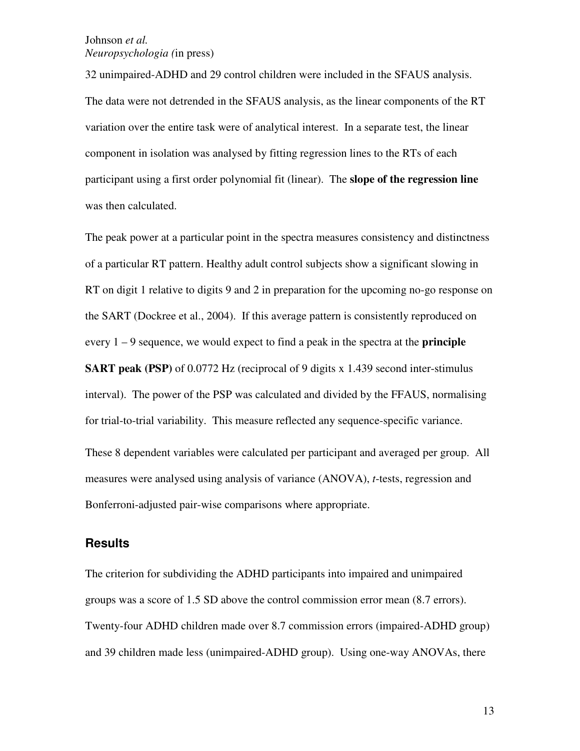32 unimpaired-ADHD and 29 control children were included in the SFAUS analysis. The data were not detrended in the SFAUS analysis, as the linear components of the RT variation over the entire task were of analytical interest. In a separate test, the linear component in isolation was analysed by fitting regression lines to the RTs of each participant using a first order polynomial fit (linear). The **slope of the regression line** was then calculated.

The peak power at a particular point in the spectra measures consistency and distinctness of a particular RT pattern. Healthy adult control subjects show a significant slowing in RT on digit 1 relative to digits 9 and 2 in preparation for the upcoming no-go response on the SART (Dockree et al., 2004). If this average pattern is consistently reproduced on every 1 – 9 sequence, we would expect to find a peak in the spectra at the **principle SART peak (PSP)** of 0.0772 Hz (reciprocal of 9 digits x 1.439 second inter-stimulus interval). The power of the PSP was calculated and divided by the FFAUS, normalising for trial-to-trial variability. This measure reflected any sequence-specific variance.

These 8 dependent variables were calculated per participant and averaged per group. All measures were analysed using analysis of variance (ANOVA), *t*-tests, regression and Bonferroni-adjusted pair-wise comparisons where appropriate.

## Results

The criterion for subdividing the ADHD participants into impaired and unimpaired groups was a score of 1.5 SD above the control commission error mean (8.7 errors). Twenty-four ADHD children made over 8.7 commission errors (impaired-ADHD group) and 39 children made less (unimpaired-ADHD group). Using one-way ANOVAs, there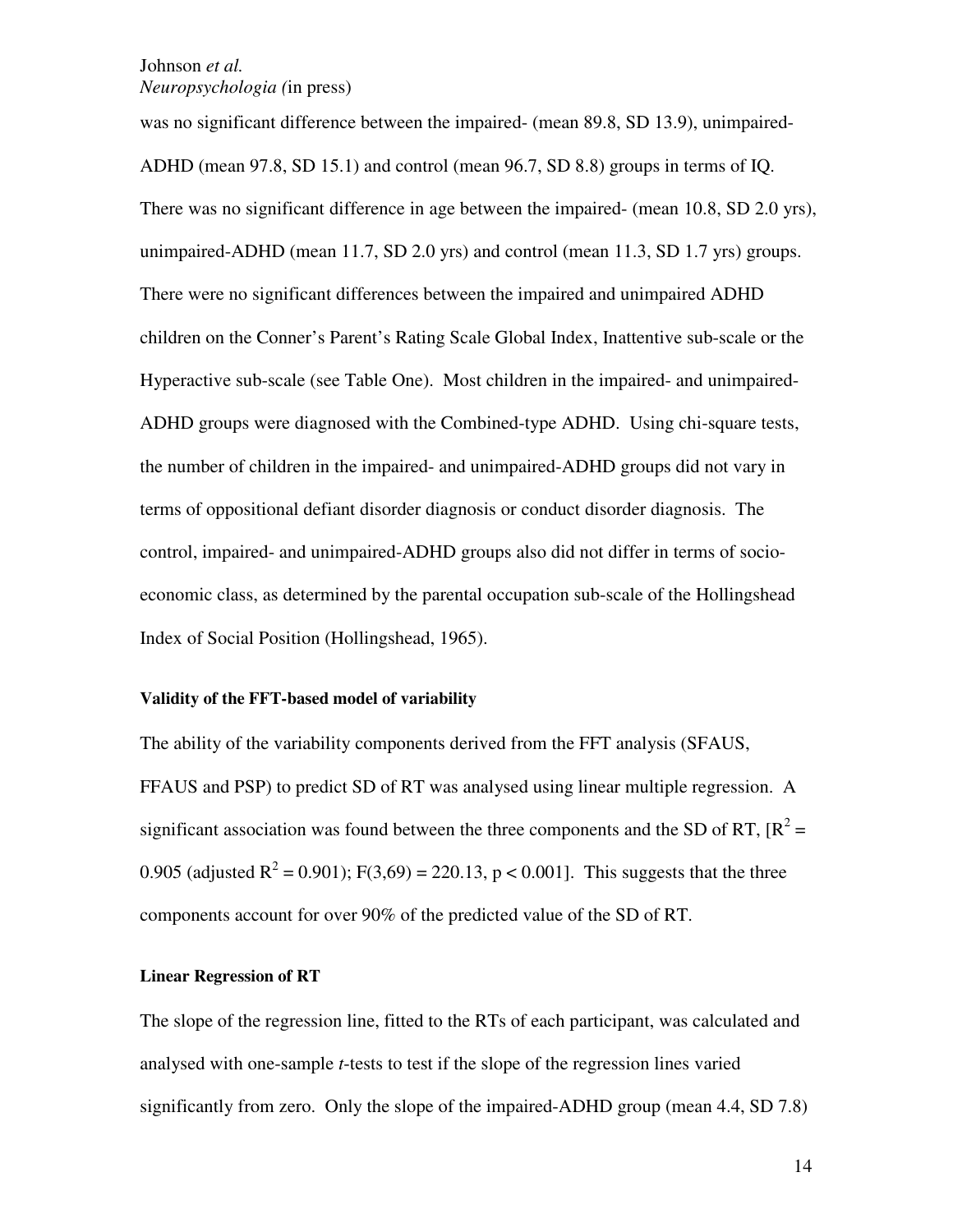was no significant difference between the impaired- (mean 89.8, SD 13.9), unimpaired-ADHD (mean 97.8, SD 15.1) and control (mean 96.7, SD 8.8) groups in terms of IQ. There was no significant difference in age between the impaired- (mean 10.8, SD 2.0 yrs), unimpaired-ADHD (mean 11.7, SD 2.0 yrs) and control (mean 11.3, SD 1.7 yrs) groups. There were no significant differences between the impaired and unimpaired ADHD children on the Conner's Parent's Rating Scale Global Index, Inattentive sub-scale or the Hyperactive sub-scale (see Table One). Most children in the impaired- and unimpaired-ADHD groups were diagnosed with the Combined-type ADHD. Using chi-square tests, the number of children in the impaired- and unimpaired-ADHD groups did not vary in terms of oppositional defiant disorder diagnosis or conduct disorder diagnosis. The control, impaired- and unimpaired-ADHD groups also did not differ in terms of socio-economic class, as determined by the parental occupation sub-scale of the Hollingshead Index of Social Position (Hollingshead, 1965).

**Validity of the FFT-based model of variability**

The ability of the variability components derived from the FFT analysis (SFAUS, FFAUS and PSP) to predict SD of RT was analysed using linear multiple regression. A significant association was found between the three components and the SD of RT, [$R^2 = 0.905$ (adjusted $R^2 = 0.901$); $F(3,69) = 220.13$, $p < 0.001$]. This suggests that the three components account for over 90% of the predicted value of the SD of RT.

**Linear Regression of RT**

The slope of the regression line, fitted to the RTs of each participant, was calculated and analysed with one-sample *t*-tests to test if the slope of the regression lines varied significantly from zero. Only the slope of the impaired-ADHD group (mean 4.4, SD 7.8)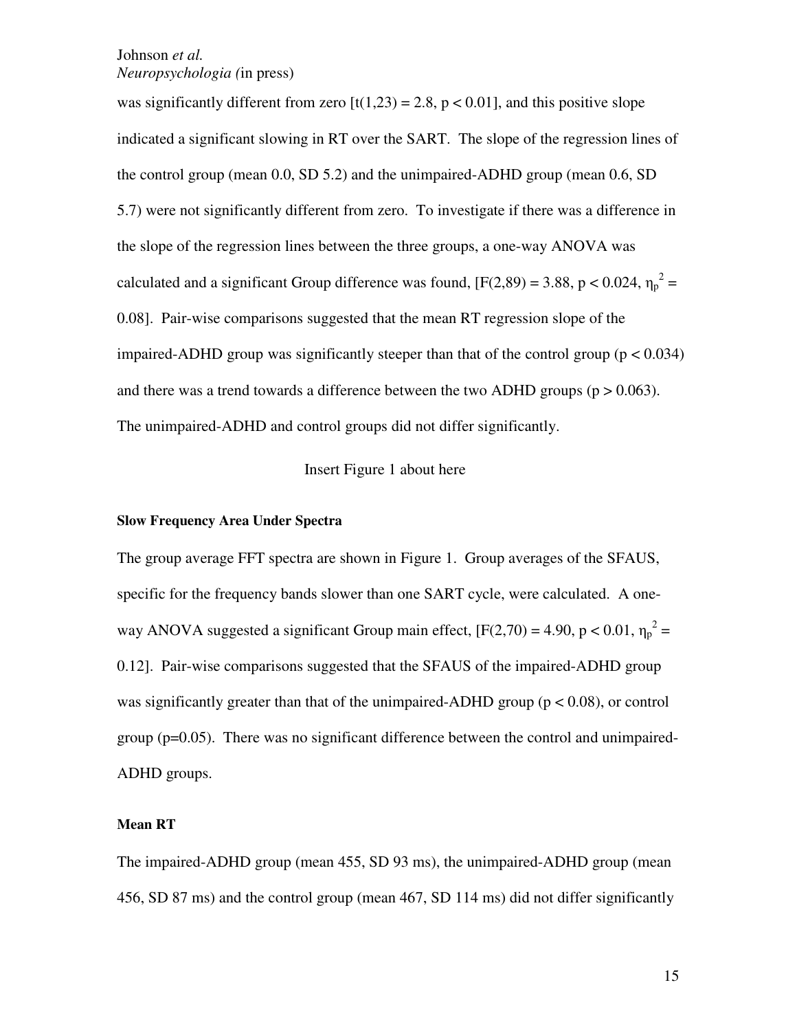was significantly different from zero [$t(1,23) = 2.8$, $p < 0.01$], and this positive slope indicated a significant slowing in RT over the SART. The slope of the regression lines of the control group (mean 0.0, SD 5.2) and the unimpaired-ADHD group (mean 0.6, SD 5.7) were not significantly different from zero. To investigate if there was a difference in the slope of the regression lines between the three groups, a one-way ANOVA was calculated and a significant Group difference was found, [$F(2,89) = 3.88$, $p < 0.024$, $\eta_p^2 = 0.08$]. Pair-wise comparisons suggested that the mean RT regression slope of the impaired-ADHD group was significantly steeper than that of the control group ($p < 0.034$) and there was a trend towards a difference between the two ADHD groups ($p > 0.063$). The unimpaired-ADHD and control groups did not differ significantly.

Insert Figure 1 about here

**Slow Frequency Area Under Spectra**

The group average FFT spectra are shown in Figure 1. Group averages of the SFAUS, specific for the frequency bands slower than one SART cycle, were calculated. A one-way ANOVA suggested a significant Group main effect, [$F(2,70) = 4.90$, $p < 0.01$, $\eta_p^2 = 0.12$]. Pair-wise comparisons suggested that the SFAUS of the impaired-ADHD group was significantly greater than that of the unimpaired-ADHD group ($p < 0.08$), or control group ($p=0.05$). There was no significant difference between the control and unimpaired-ADHD groups.

**Mean RT**

The impaired-ADHD group (mean 455, SD 93 ms), the unimpaired-ADHD group (mean 456, SD 87 ms) and the control group (mean 467, SD 114 ms) did not differ significantly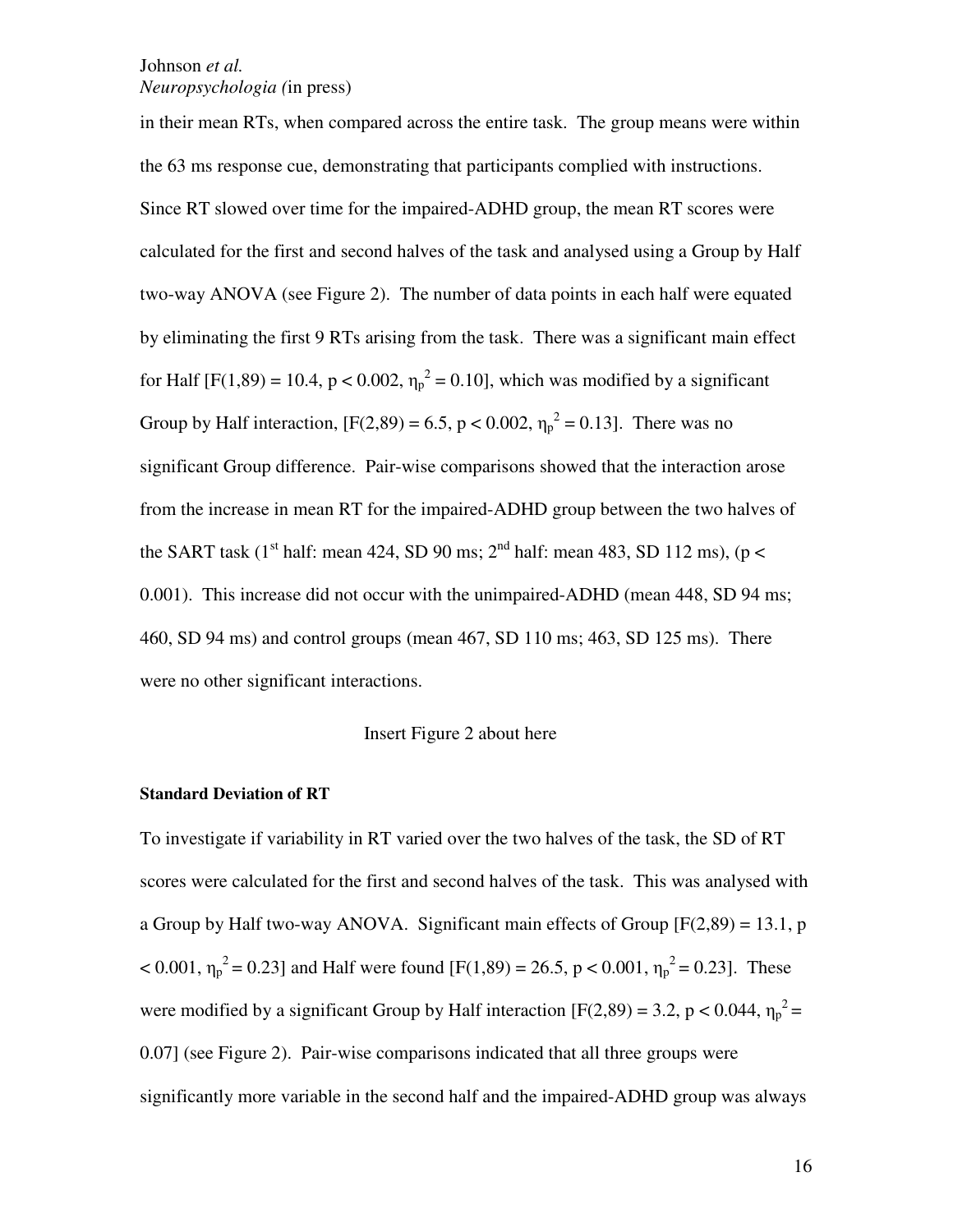in their mean RTs, when compared across the entire task. The group means were within the 63 ms response cue, demonstrating that participants complied with instructions. Since RT slowed over time for the impaired-ADHD group, the mean RT scores were calculated for the first and second halves of the task and analysed using a Group by Half two-way ANOVA (see Figure 2). The number of data points in each half were equated by eliminating the first 9 RTs arising from the task. There was a significant main effect for Half [$F(1,89) = 10.4$, $p < 0.002$, $\eta_p^2 = 0.10$], which was modified by a significant Group by Half interaction, [$F(2,89) = 6.5$, $p < 0.002$, $\eta_p^2 = 0.13$]. There was no significant Group difference. Pair-wise comparisons showed that the interaction arose from the increase in mean RT for the impaired-ADHD group between the two halves of the SART task (1st half: mean 424, SD 90 ms; 2nd half: mean 483, SD 112 ms), ($p < 0.001$). This increase did not occur with the unimpaired-ADHD (mean 448, SD 94 ms; 460, SD 94 ms) and control groups (mean 467, SD 110 ms; 463, SD 125 ms). There were no other significant interactions.

Insert Figure 2 about here

**Standard Deviation of RT**

To investigate if variability in RT varied over the two halves of the task, the SD of RT scores were calculated for the first and second halves of the task. This was analysed with a Group by Half two-way ANOVA. Significant main effects of Group [$F(2,89) = 13.1$, $p < 0.001$, $\eta_p^2 = 0.23$] and Half were found [$F(1,89) = 26.5$, $p < 0.001$, $\eta_p^2 = 0.23$]. These were modified by a significant Group by Half interaction [$F(2,89) = 3.2$, $p < 0.044$, $\eta_p^2 = 0.07$] (see Figure 2). Pair-wise comparisons indicated that all three groups were significantly more variable in the second half and the impaired-ADHD group was always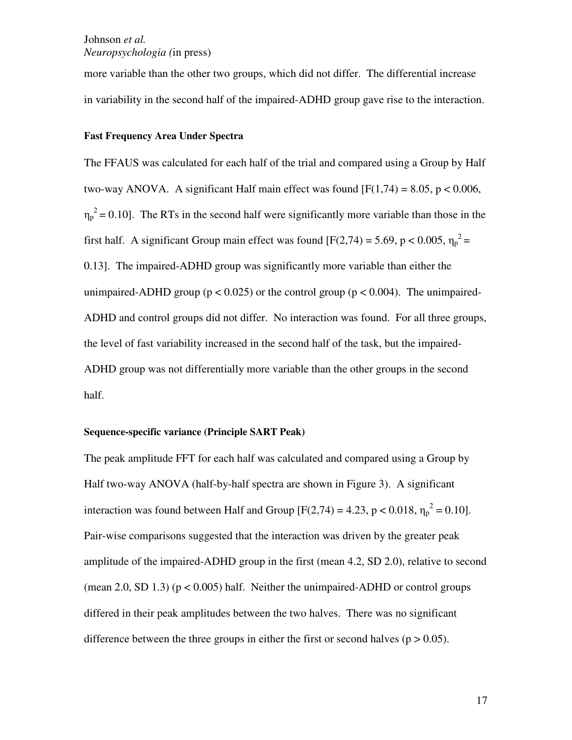more variable than the other two groups, which did not differ. The differential increase in variability in the second half of the impaired-ADHD group gave rise to the interaction.

#### Fast Frequency Area Under Spectra

The FFAUS was calculated for each half of the trial and compared using a Group by Half two-way ANOVA. A significant Half main effect was found [$F(1,74) = 8.05$, $p < 0.006$, $\eta_p^2 = 0.10$]. The RTs in the second half were significantly more variable than those in the first half. A significant Group main effect was found [$F(2,74) = 5.69$, $p < 0.005$, $\eta_p^2 = 0.13$]. The impaired-ADHD group was significantly more variable than either the unimpaired-ADHD group ($p < 0.025$) or the control group ($p < 0.004$). The unimpaired-ADHD and control groups did not differ. No interaction was found. For all three groups, the level of fast variability increased in the second half of the task, but the impaired-ADHD group was not differentially more variable than the other groups in the second half.

#### Sequence-specific variance (Principle SART Peak)

The peak amplitude FFT for each half was calculated and compared using a Group by Half two-way ANOVA (half-by-half spectra are shown in Figure 3). A significant interaction was found between Half and Group [$F(2,74) = 4.23$, $p < 0.018$, $\eta_p^2 = 0.10$]. Pair-wise comparisons suggested that the interaction was driven by the greater peak amplitude of the impaired-ADHD group in the first (mean 4.2, SD 2.0), relative to second (mean 2.0, SD 1.3) ($p < 0.005$) half. Neither the unimpaired-ADHD or control groups differed in their peak amplitudes between the two halves. There was no significant difference between the three groups in either the first or second halves ($p > 0.05$).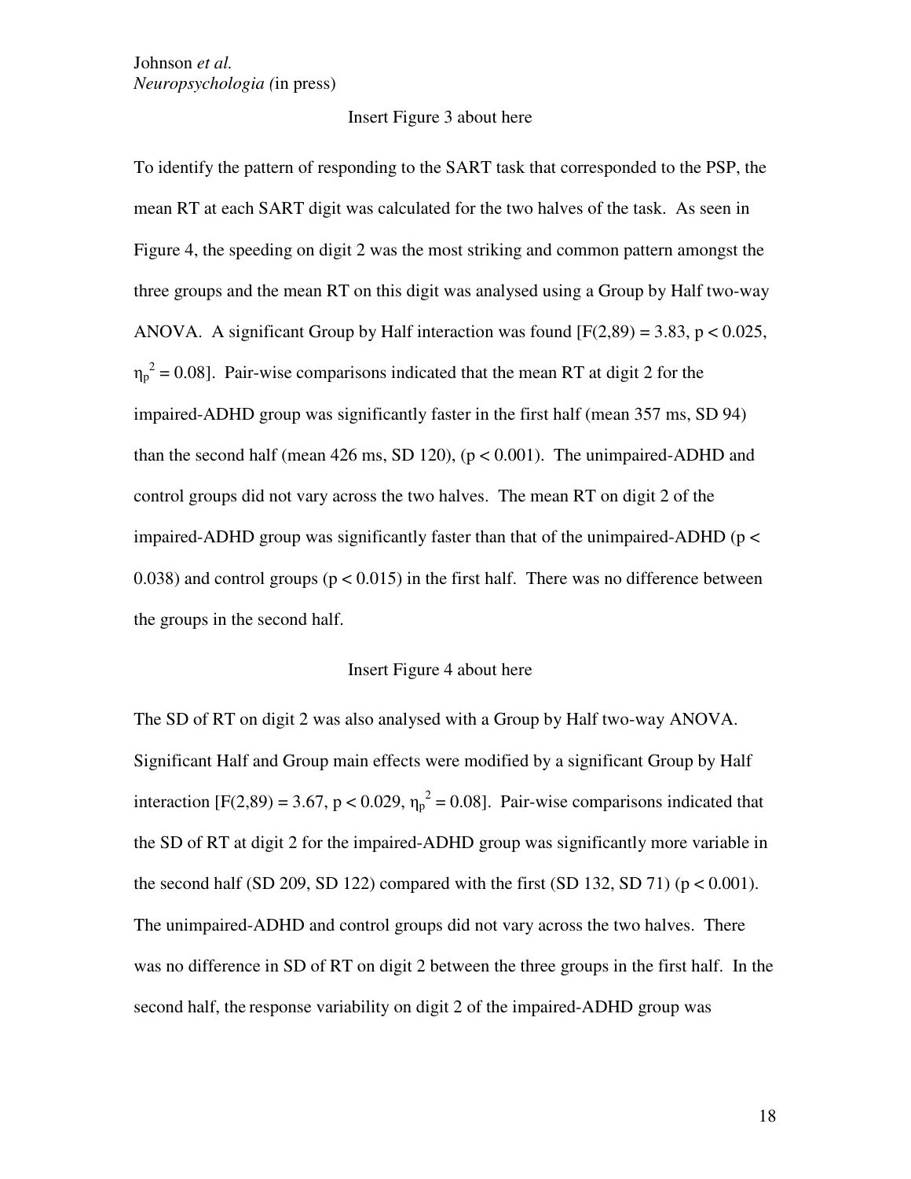Insert Figure 3 about here

To identify the pattern of responding to the SART task that corresponded to the PSP, the mean RT at each SART digit was calculated for the two halves of the task. As seen in Figure 4, the speeding on digit 2 was the most striking and common pattern amongst the three groups and the mean RT on this digit was analysed using a Group by Half two-way ANOVA. A significant Group by Half interaction was found [$F(2,89) = 3.83$, $p < 0.025$, $\eta_p^2 = 0.08$]. Pair-wise comparisons indicated that the mean RT at digit 2 for the impaired-ADHD group was significantly faster in the first half (mean 357 ms, SD 94) than the second half (mean 426 ms, SD 120), ($p < 0.001$). The unimpaired-ADHD and control groups did not vary across the two halves. The mean RT on digit 2 of the impaired-ADHD group was significantly faster than that of the unimpaired-ADHD ($p < 0.038$) and control groups ($p < 0.015$) in the first half. There was no difference between the groups in the second half.

Insert Figure 4 about here

The SD of RT on digit 2 was also analysed with a Group by Half two-way ANOVA. Significant Half and Group main effects were modified by a significant Group by Half interaction [$F(2,89) = 3.67$, $p < 0.029$, $\eta_p^2 = 0.08$]. Pair-wise comparisons indicated that the SD of RT at digit 2 for the impaired-ADHD group was significantly more variable in the second half (SD 209, SD 122) compared with the first (SD 132, SD 71) ($p < 0.001$). The unimpaired-ADHD and control groups did not vary across the two halves. There was no difference in SD of RT on digit 2 between the three groups in the first half. In the second half, the response variability on digit 2 of the impaired-ADHD group was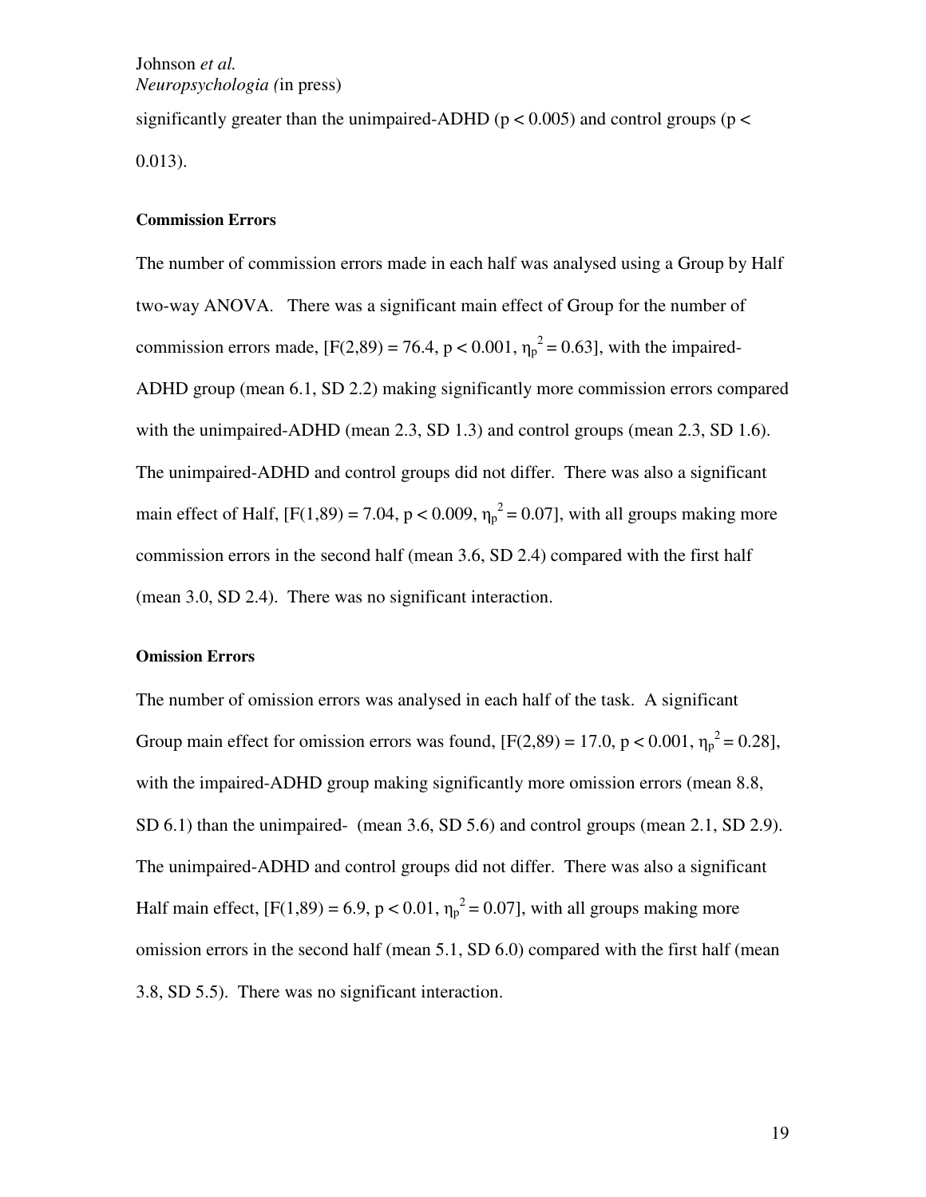significantly greater than the unimpaired-ADHD ($p < 0.005$) and control groups ($p < 0.013$).

### Commission Errors

The number of commission errors made in each half was analysed using a Group by Half two-way ANOVA. There was a significant main effect of Group for the number of commission errors made, [$F(2,89) = 76.4$, $p < 0.001$, $\eta_p^2 = 0.63$], with the impaired-ADHD group (mean 6.1, SD 2.2) making significantly more commission errors compared with the unimpaired-ADHD (mean 2.3, SD 1.3) and control groups (mean 2.3, SD 1.6). The unimpaired-ADHD and control groups did not differ. There was also a significant main effect of Half, [$F(1,89) = 7.04$, $p < 0.009$, $\eta_p^2 = 0.07$], with all groups making more commission errors in the second half (mean 3.6, SD 2.4) compared with the first half (mean 3.0, SD 2.4). There was no significant interaction.

### Omission Errors

The number of omission errors was analysed in each half of the task. A significant Group main effect for omission errors was found, [$F(2,89) = 17.0$, $p < 0.001$, $\eta_p^2 = 0.28$], with the impaired-ADHD group making significantly more omission errors (mean 8.8, SD 6.1) than the unimpaired- (mean 3.6, SD 5.6) and control groups (mean 2.1, SD 2.9). The unimpaired-ADHD and control groups did not differ. There was also a significant Half main effect, [$F(1,89) = 6.9$, $p < 0.01$, $\eta_p^2 = 0.07$], with all groups making more omission errors in the second half (mean 5.1, SD 6.0) compared with the first half (mean 3.8, SD 5.5). There was no significant interaction.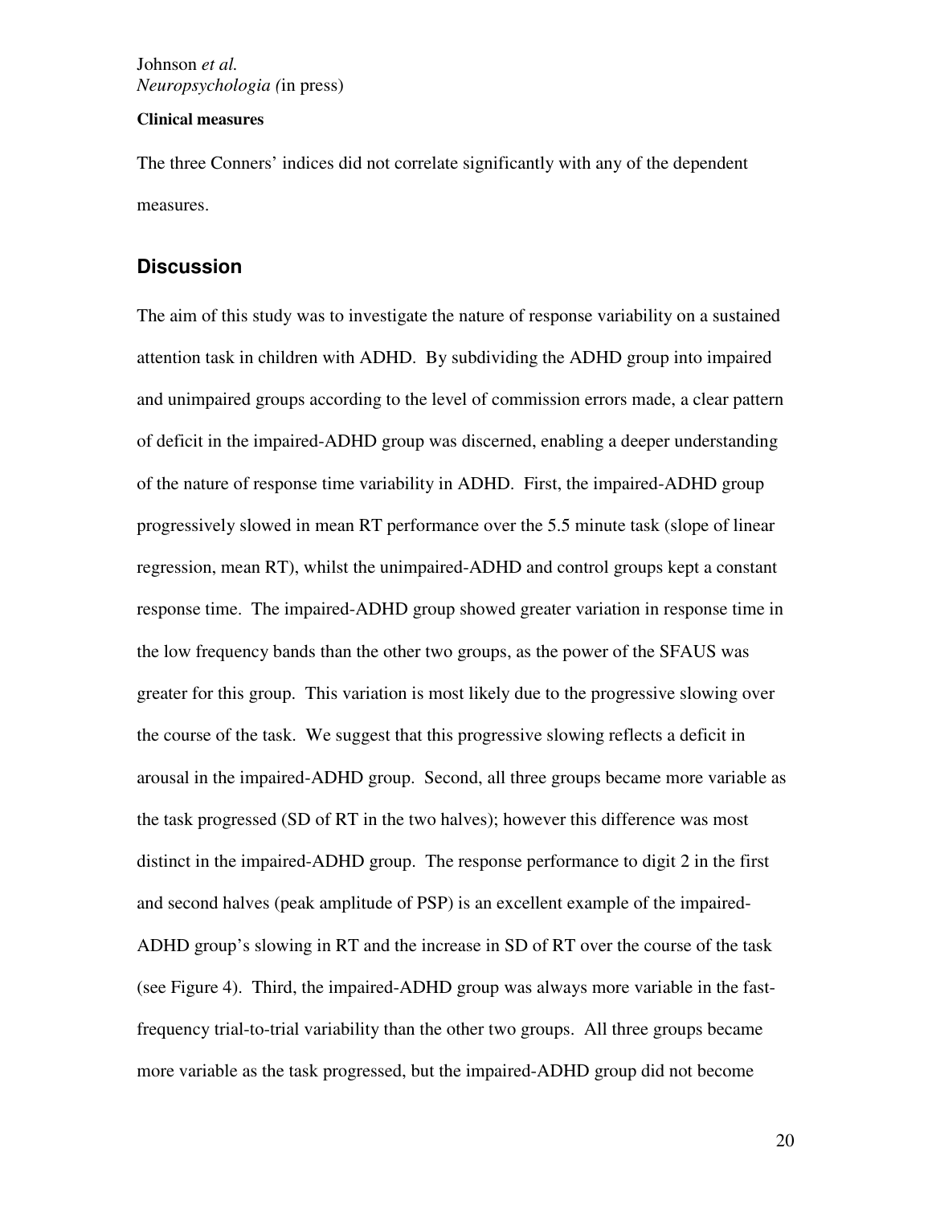#### Clinical measures

The three Conners' indices did not correlate significantly with any of the dependent measures.

## Discussion

The aim of this study was to investigate the nature of response variability on a sustained attention task in children with ADHD. By subdividing the ADHD group into impaired and unimpaired groups according to the level of commission errors made, a clear pattern of deficit in the impaired-ADHD group was discerned, enabling a deeper understanding of the nature of response time variability in ADHD. First, the impaired-ADHD group progressively slowed in mean RT performance over the 5.5 minute task (slope of linear regression, mean RT), whilst the unimpaired-ADHD and control groups kept a constant response time. The impaired-ADHD group showed greater variation in response time in the low frequency bands than the other two groups, as the power of the SFAUS was greater for this group. This variation is most likely due to the progressive slowing over the course of the task. We suggest that this progressive slowing reflects a deficit in arousal in the impaired-ADHD group. Second, all three groups became more variable as the task progressed (SD of RT in the two halves); however this difference was most distinct in the impaired-ADHD group. The response performance to digit 2 in the first and second halves (peak amplitude of PSP) is an excellent example of the impaired-ADHD group's slowing in RT and the increase in SD of RT over the course of the task (see Figure 4). Third, the impaired-ADHD group was always more variable in the fast-frequency trial-to-trial variability than the other two groups. All three groups became more variable as the task progressed, but the impaired-ADHD group did not become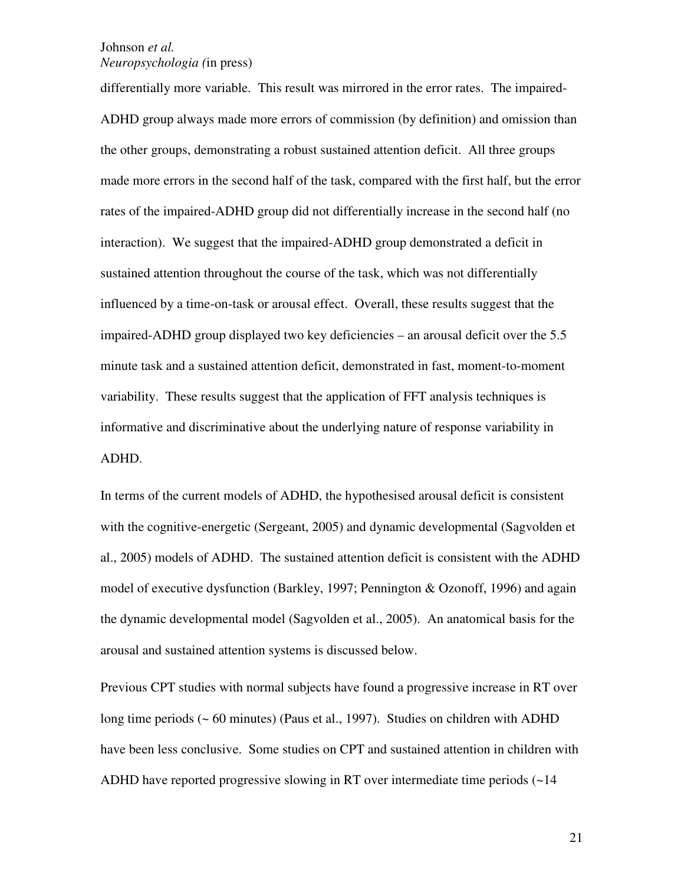differentially more variable. This result was mirrored in the error rates. The impaired-ADHD group always made more errors of commission (by definition) and omission than the other groups, demonstrating a robust sustained attention deficit. All three groups made more errors in the second half of the task, compared with the first half, but the error rates of the impaired-ADHD group did not differentially increase in the second half (no interaction). We suggest that the impaired-ADHD group demonstrated a deficit in sustained attention throughout the course of the task, which was not differentially influenced by a time-on-task or arousal effect. Overall, these results suggest that the impaired-ADHD group displayed two key deficiencies – an arousal deficit over the 5.5 minute task and a sustained attention deficit, demonstrated in fast, moment-to-moment variability. These results suggest that the application of FFT analysis techniques is informative and discriminative about the underlying nature of response variability in ADHD.

In terms of the current models of ADHD, the hypothesised arousal deficit is consistent with the cognitive-energetic (Sergeant, 2005) and dynamic developmental (Sagvolden et al., 2005) models of ADHD. The sustained attention deficit is consistent with the ADHD model of executive dysfunction (Barkley, 1997; Pennington & Ozonoff, 1996) and again the dynamic developmental model (Sagvolden et al., 2005). An anatomical basis for the arousal and sustained attention systems is discussed below.

Previous CPT studies with normal subjects have found a progressive increase in RT over long time periods (~ 60 minutes) (Paus et al., 1997). Studies on children with ADHD have been less conclusive. Some studies on CPT and sustained attention in children with ADHD have reported progressive slowing in RT over intermediate time periods (~14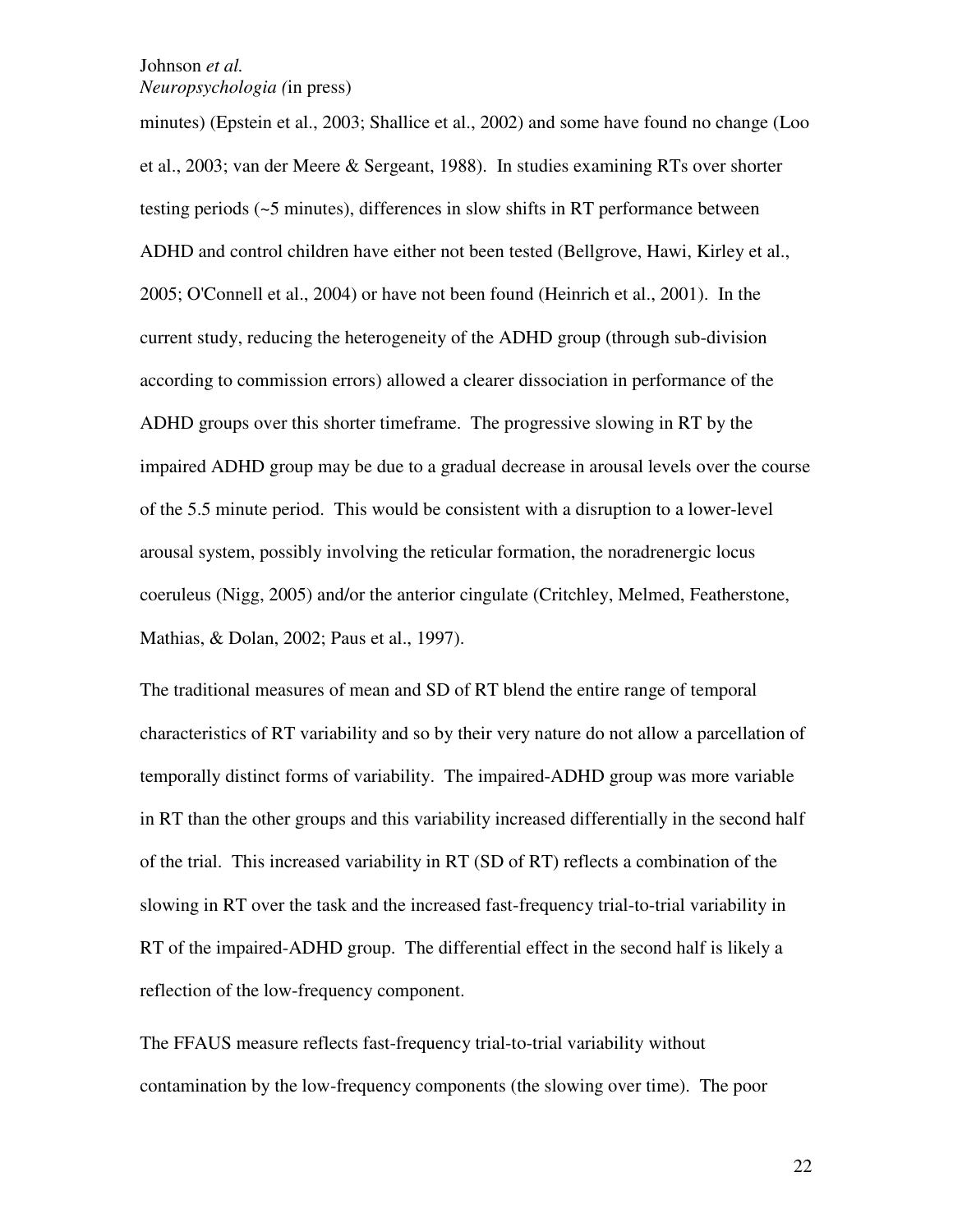minutes) (Epstein et al., 2003; Shallice et al., 2002) and some have found no change (Loo et al., 2003; van der Meere & Sergeant, 1988). In studies examining RTs over shorter testing periods (~5 minutes), differences in slow shifts in RT performance between ADHD and control children have either not been tested (Bellgrove, Hawi, Kirley et al., 2005; O'Connell et al., 2004) or have not been found (Heinrich et al., 2001). In the current study, reducing the heterogeneity of the ADHD group (through sub-division according to commission errors) allowed a clearer dissociation in performance of the ADHD groups over this shorter timeframe. The progressive slowing in RT by the impaired ADHD group may be due to a gradual decrease in arousal levels over the course of the 5.5 minute period. This would be consistent with a disruption to a lower-level arousal system, possibly involving the reticular formation, the noradrenergic locus coeruleus (Nigg, 2005) and/or the anterior cingulate (Critchley, Melmed, Featherstone, Mathias, & Dolan, 2002; Paus et al., 1997).

The traditional measures of mean and SD of RT blend the entire range of temporal characteristics of RT variability and so by their very nature do not allow a parcellation of temporally distinct forms of variability. The impaired-ADHD group was more variable in RT than the other groups and this variability increased differentially in the second half of the trial. This increased variability in RT (SD of RT) reflects a combination of the slowing in RT over the task and the increased fast-frequency trial-to-trial variability in RT of the impaired-ADHD group. The differential effect in the second half is likely a reflection of the low-frequency component.

The FFAUS measure reflects fast-frequency trial-to-trial variability without contamination by the low-frequency components (the slowing over time). The poor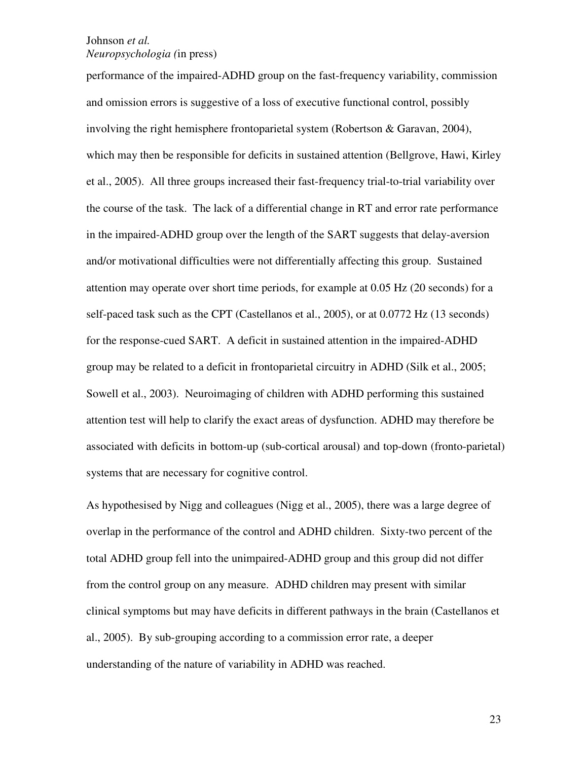performance of the impaired-ADHD group on the fast-frequency variability, commission and omission errors is suggestive of a loss of executive functional control, possibly involving the right hemisphere frontoparietal system (Robertson & Garavan, 2004), which may then be responsible for deficits in sustained attention (Bellgrove, Hawi, Kirley et al., 2005). All three groups increased their fast-frequency trial-to-trial variability over the course of the task. The lack of a differential change in RT and error rate performance in the impaired-ADHD group over the length of the SART suggests that delay-aversion and/or motivational difficulties were not differentially affecting this group. Sustained attention may operate over short time periods, for example at 0.05 Hz (20 seconds) for a self-paced task such as the CPT (Castellanos et al., 2005), or at 0.0772 Hz (13 seconds) for the response-cued SART. A deficit in sustained attention in the impaired-ADHD group may be related to a deficit in frontoparietal circuitry in ADHD (Silk et al., 2005; Sowell et al., 2003). Neuroimaging of children with ADHD performing this sustained attention test will help to clarify the exact areas of dysfunction. ADHD may therefore be associated with deficits in bottom-up (sub-cortical arousal) and top-down (fronto-parietal) systems that are necessary for cognitive control.

As hypothesised by Nigg and colleagues (Nigg et al., 2005), there was a large degree of overlap in the performance of the control and ADHD children. Sixty-two percent of the total ADHD group fell into the unimpaired-ADHD group and this group did not differ from the control group on any measure. ADHD children may present with similar clinical symptoms but may have deficits in different pathways in the brain (Castellanos et al., 2005). By sub-grouping according to a commission error rate, a deeper understanding of the nature of variability in ADHD was reached.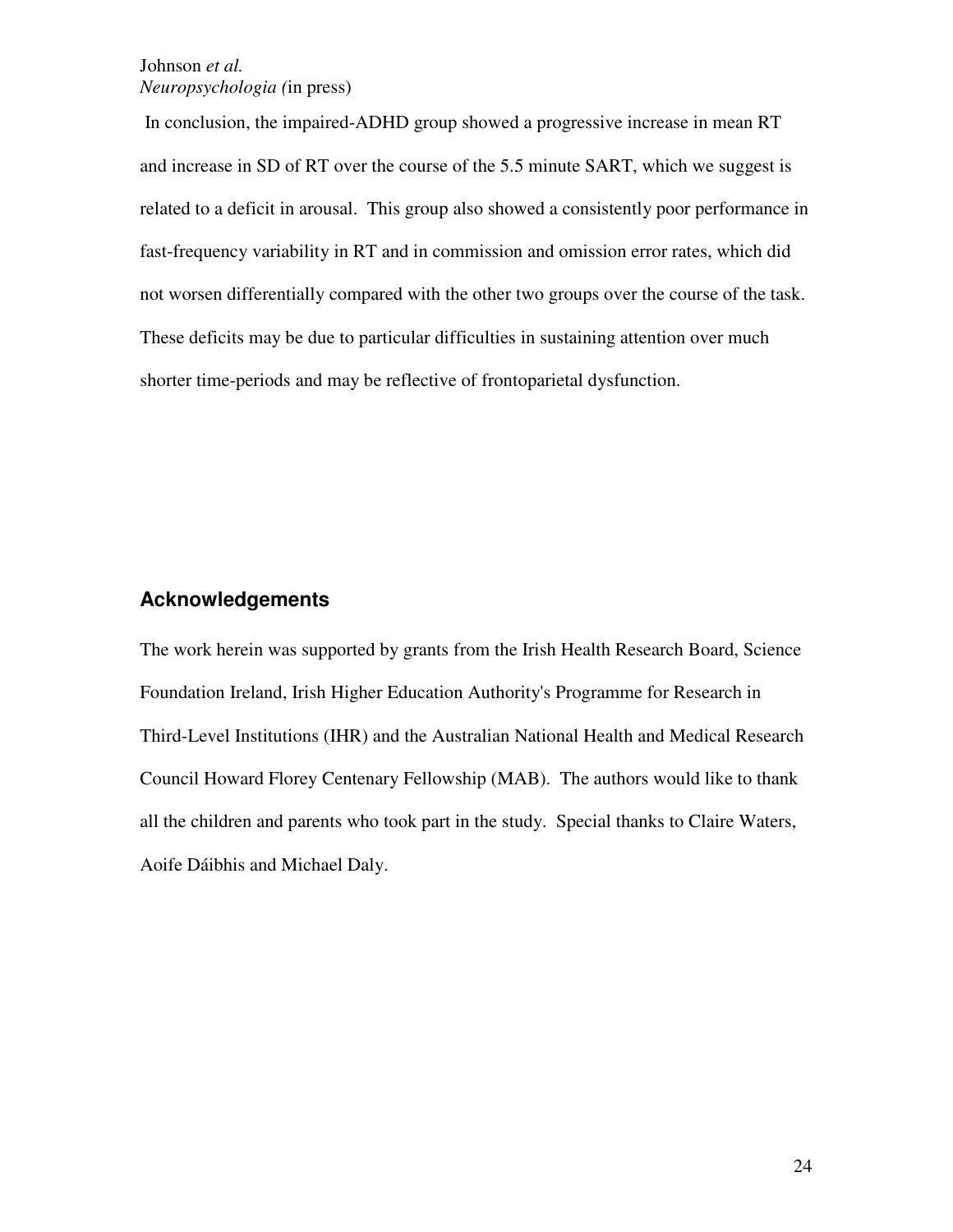In conclusion, the impaired-ADHD group showed a progressive increase in mean RT and increase in SD of RT over the course of the 5.5 minute SART, which we suggest is related to a deficit in arousal. This group also showed a consistently poor performance in fast-frequency variability in RT and in commission and omission error rates, which did not worsen differentially compared with the other two groups over the course of the task. These deficits may be due to particular difficulties in sustaining attention over much shorter time-periods and may be reflective of frontoparietal dysfunction.

## Acknowledgements

The work herein was supported by grants from the Irish Health Research Board, Science Foundation Ireland, Irish Higher Education Authority's Programme for Research in Third-Level Institutions (IHR) and the Australian National Health and Medical Research Council Howard Florey Centenary Fellowship (MAB). The authors would like to thank all the children and parents who took part in the study. Special thanks to Claire Waters, Aoife Dáibhis and Michael Daly.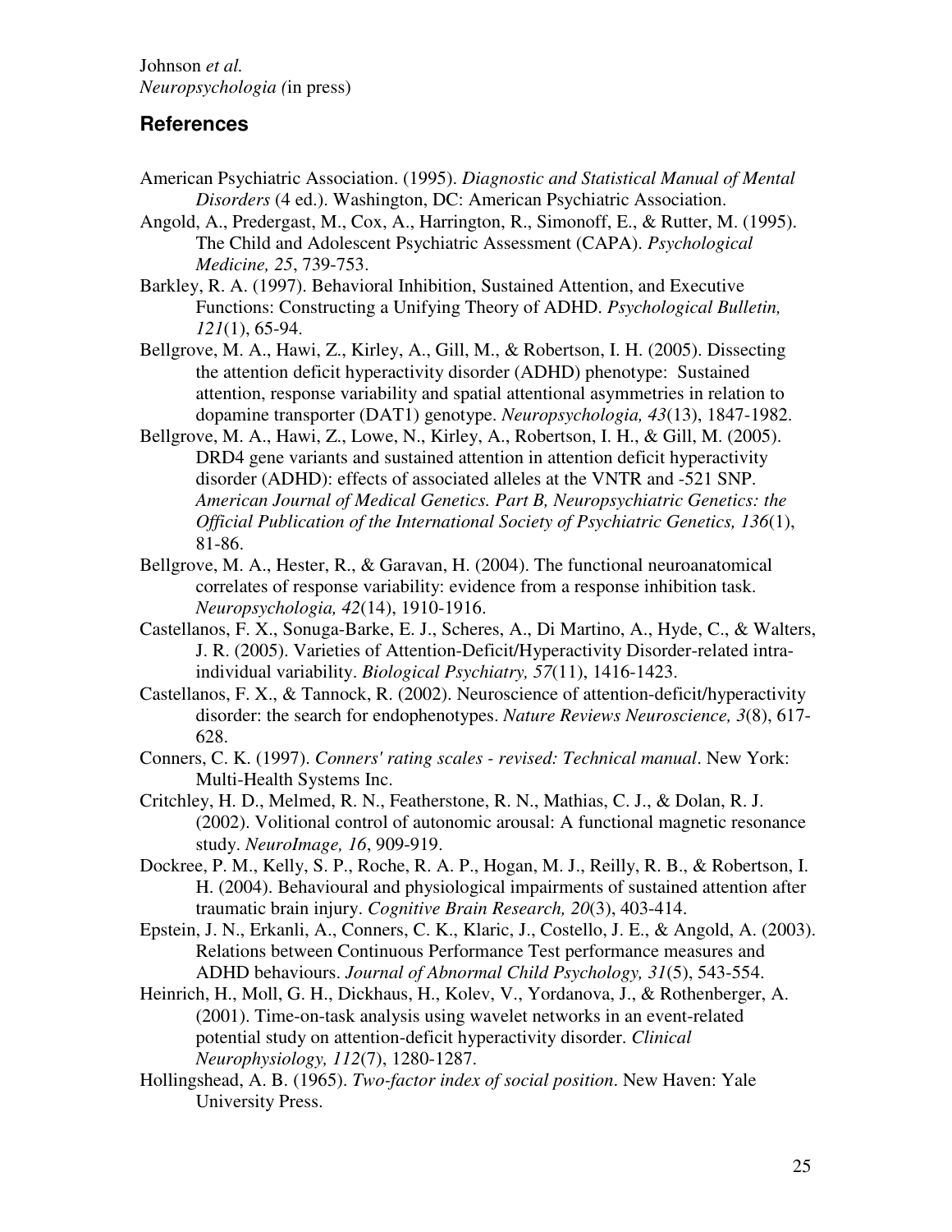## References

American Psychiatric Association. (1995). *Diagnostic and Statistical Manual of Mental Disorders* (4 ed.). Washington, DC: American Psychiatric Association.

Angold, A., Predergast, M., Cox, A., Harrington, R., Simonoff, E., & Rutter, M. (1995). The Child and Adolescent Psychiatric Assessment (CAPA). *Psychological Medicine, 25*, 739-753.

Barkley, R. A. (1997). Behavioral Inhibition, Sustained Attention, and Executive Functions: Constructing a Unifying Theory of ADHD. *Psychological Bulletin, 121*(1), 65-94.

Bellgrove, M. A., Hawi, Z., Kirley, A., Gill, M., & Robertson, I. H. (2005). Dissecting the attention deficit hyperactivity disorder (ADHD) phenotype: Sustained attention, response variability and spatial attentional asymmetries in relation to dopamine transporter (DAT1) genotype. *Neuropsychologia, 43*(13), 1847-1982.

Bellgrove, M. A., Hawi, Z., Lowe, N., Kirley, A., Robertson, I. H., & Gill, M. (2005). DRD4 gene variants and sustained attention in attention deficit hyperactivity disorder (ADHD): effects of associated alleles at the VNTR and -521 SNP. *American Journal of Medical Genetics. Part B, Neuropsychiatric Genetics: the Official Publication of the International Society of Psychiatric Genetics, 136*(1), 81-86.

Bellgrove, M. A., Hester, R., & Garavan, H. (2004). The functional neuroanatomical correlates of response variability: evidence from a response inhibition task. *Neuropsychologia, 42*(14), 1910-1916.

Castellanos, F. X., Sonuga-Barke, E. J., Scheres, A., Di Martino, A., Hyde, C., & Walters, J. R. (2005). Varieties of Attention-Deficit/Hyperactivity Disorder-related intra-individual variability. *Biological Psychiatry, 57*(11), 1416-1423.

Castellanos, F. X., & Tannock, R. (2002). Neuroscience of attention-deficit/hyperactivity disorder: the search for endophenotypes. *Nature Reviews Neuroscience, 3*(8), 617-628.

Conners, C. K. (1997). *Conners' rating scales - revised: Technical manual*. New York: Multi-Health Systems Inc.

Critchley, H. D., Melmed, R. N., Featherstone, R. N., Mathias, C. J., & Dolan, R. J. (2002). Volitional control of autonomic arousal: A functional magnetic resonance study. *NeuroImage, 16*, 909-919.

Dockree, P. M., Kelly, S. P., Roche, R. A. P., Hogan, M. J., Reilly, R. B., & Robertson, I. H. (2004). Behavioural and physiological impairments of sustained attention after traumatic brain injury. *Cognitive Brain Research, 20*(3), 403-414.

Epstein, J. N., Erkanli, A., Conners, C. K., Klaric, J., Costello, J. E., & Angold, A. (2003). Relations between Continuous Performance Test performance measures and ADHD behaviours. *Journal of Abnormal Child Psychology, 31*(5), 543-554.

Heinrich, H., Moll, G. H., Dickhaus, H., Kolev, V., Yordanova, J., & Rothenberger, A. (2001). Time-on-task analysis using wavelet networks in an event-related potential study on attention-deficit hyperactivity disorder. *Clinical Neurophysiology, 112*(7), 1280-1287.

Hollingshead, A. B. (1965). *Two-factor index of social position*. New Haven: Yale University Press.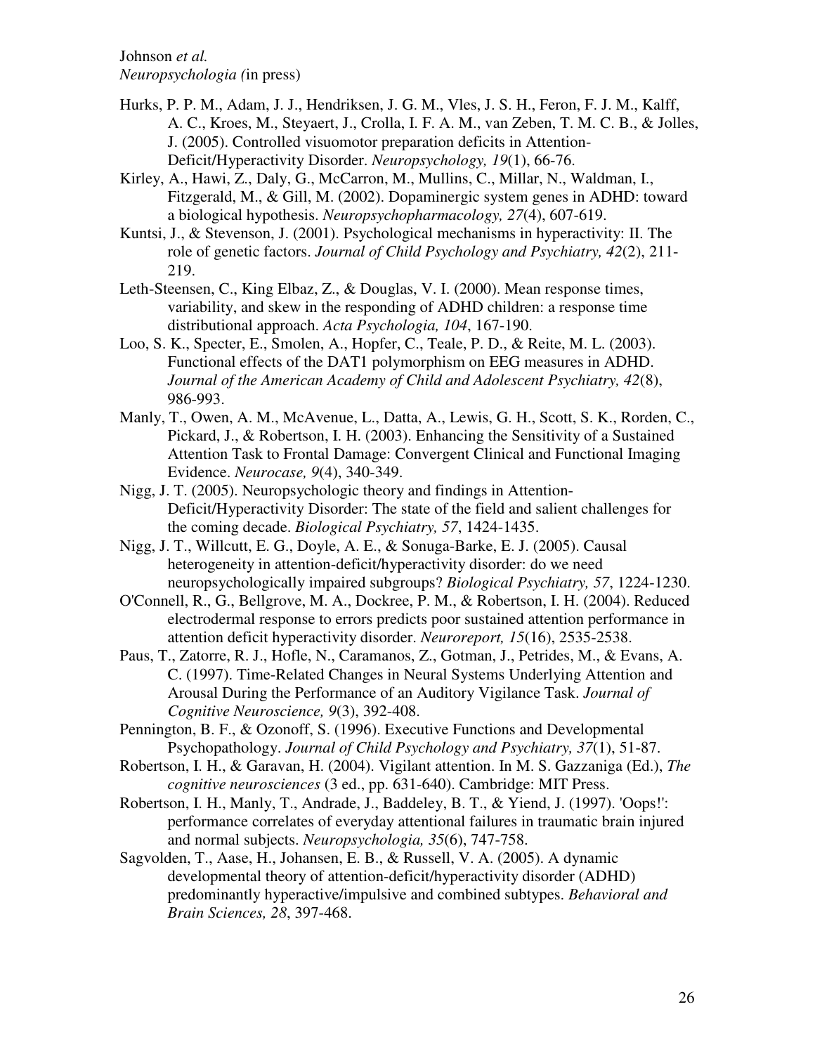Hurks, P. P. M., Adam, J. J., Hendriksen, J. G. M., Vles, J. S. H., Feron, F. J. M., Kalff, A. C., Kroes, M., Steyaert, J., Crolla, I. F. A. M., van Zeben, T. M. C. B., & Jolles, J. (2005). Controlled visuomotor preparation deficits in Attention-Deficit/Hyperactivity Disorder. *Neuropsychology, 19*(1), 66-76.

Kirley, A., Hawi, Z., Daly, G., McCarron, M., Mullins, C., Millar, N., Waldman, I., Fitzgerald, M., & Gill, M. (2002). Dopaminergic system genes in ADHD: toward a biological hypothesis. *Neuropsychopharmacology, 27*(4), 607-619.

Kuntsi, J., & Stevenson, J. (2001). Psychological mechanisms in hyperactivity: II. The role of genetic factors. *Journal of Child Psychology and Psychiatry, 42*(2), 211-219.

Leth-Steensen, C., King Elbaz, Z., & Douglas, V. I. (2000). Mean response times, variability, and skew in the responding of ADHD children: a response time distributional approach. *Acta Psychologia, 104*, 167-190.

Loo, S. K., Specter, E., Smolen, A., Hopfer, C., Teale, P. D., & Reite, M. L. (2003). Functional effects of the DAT1 polymorphism on EEG measures in ADHD. *Journal of the American Academy of Child and Adolescent Psychiatry, 42*(8), 986-993.

Manly, T., Owen, A. M., McAvenue, L., Datta, A., Lewis, G. H., Scott, S. K., Rorden, C., Pickard, J., & Robertson, I. H. (2003). Enhancing the Sensitivity of a Sustained Attention Task to Frontal Damage: Convergent Clinical and Functional Imaging Evidence. *Neurocase, 9*(4), 340-349.

Nigg, J. T. (2005). Neuropsychologic theory and findings in Attention-Deficit/Hyperactivity Disorder: The state of the field and salient challenges for the coming decade. *Biological Psychiatry, 57*, 1424-1435.

Nigg, J. T., Willcutt, E. G., Doyle, A. E., & Sonuga-Barke, E. J. (2005). Causal heterogeneity in attention-deficit/hyperactivity disorder: do we need neuropsychologically impaired subgroups? *Biological Psychiatry, 57*, 1224-1230.

O'Connell, R., G., Bellgrove, M. A., Dockree, P. M., & Robertson, I. H. (2004). Reduced electrodermal response to errors predicts poor sustained attention performance in attention deficit hyperactivity disorder. *Neuroreport, 15*(16), 2535-2538.

Paus, T., Zatorre, R. J., Hofle, N., Caramanos, Z., Gotman, J., Petrides, M., & Evans, A. C. (1997). Time-Related Changes in Neural Systems Underlying Attention and Arousal During the Performance of an Auditory Vigilance Task. *Journal of Cognitive Neuroscience, 9*(3), 392-408.

Pennington, B. F., & Ozonoff, S. (1996). Executive Functions and Developmental Psychopathology. *Journal of Child Psychology and Psychiatry, 37*(1), 51-87.

Robertson, I. H., & Garavan, H. (2004). Vigilant attention. In M. S. Gazzaniga (Ed.), *The cognitive neurosciences* (3 ed., pp. 631-640). Cambridge: MIT Press.

Robertson, I. H., Manly, T., Andrade, J., Baddeley, B. T., & Yiend, J. (1997). 'Oops!': performance correlates of everyday attentional failures in traumatic brain injured and normal subjects. *Neuropsychologia, 35*(6), 747-758.

Sagvolden, T., Aase, H., Johansen, E. B., & Russell, V. A. (2005). A dynamic developmental theory of attention-deficit/hyperactivity disorder (ADHD) predominantly hyperactive/impulsive and combined subtypes. *Behavioral and Brain Sciences, 28*, 397-468.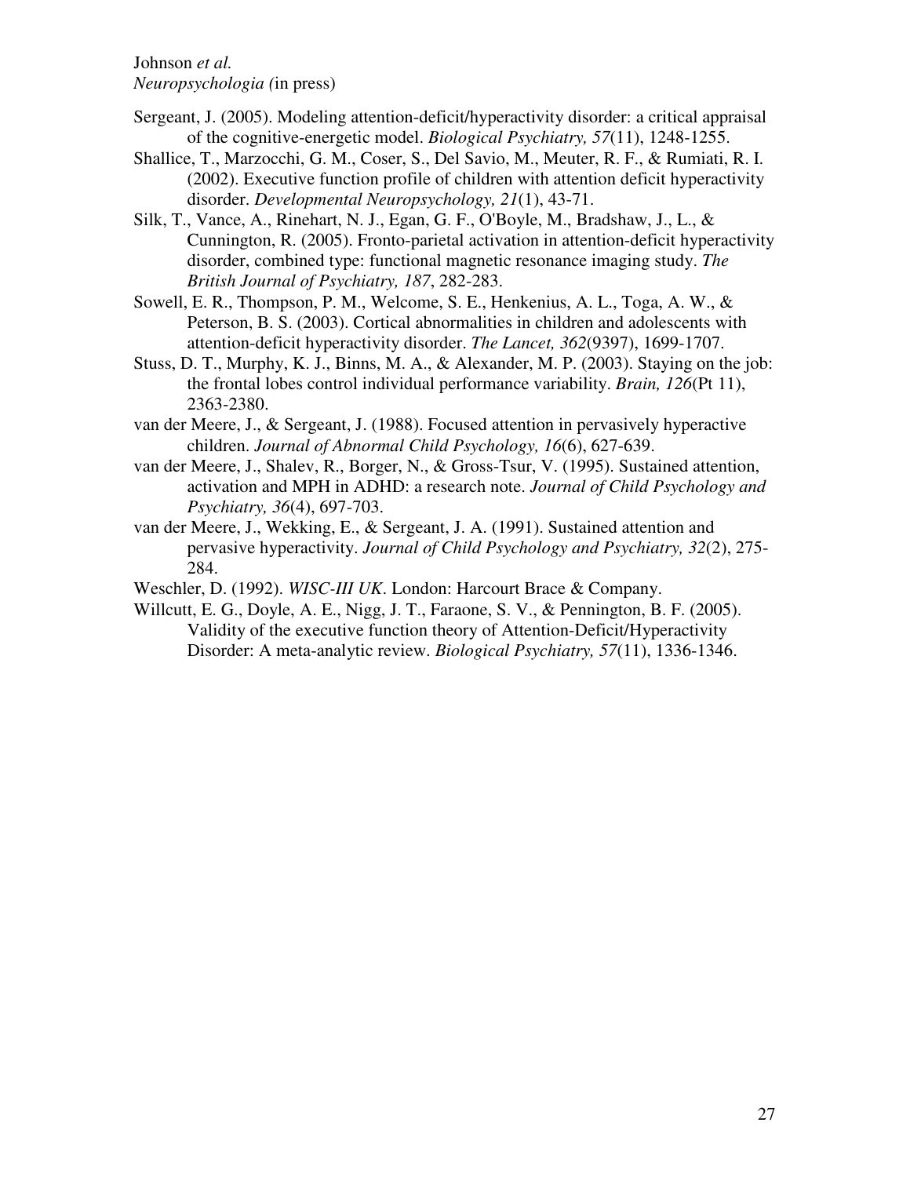Sergeant, J. (2005). Modeling attention-deficit/hyperactivity disorder: a critical appraisal of the cognitive-energetic model. *Biological Psychiatry, 57*(11), 1248-1255.

Shallice, T., Marzocchi, G. M., Coser, S., Del Savio, M., Meuter, R. F., & Rumiati, R. I. (2002). Executive function profile of children with attention deficit hyperactivity disorder. *Developmental Neuropsychology, 21*(1), 43-71.

Silk, T., Vance, A., Rinehart, N. J., Egan, G. F., O'Boyle, M., Bradshaw, J., L., & Cunnington, R. (2005). Fronto-parietal activation in attention-deficit hyperactivity disorder, combined type: functional magnetic resonance imaging study. *The British Journal of Psychiatry, 187*, 282-283.

Sowell, E. R., Thompson, P. M., Welcome, S. E., Henkenius, A. L., Toga, A. W., & Peterson, B. S. (2003). Cortical abnormalities in children and adolescents with attention-deficit hyperactivity disorder. *The Lancet, 362*(9397), 1699-1707.

Stuss, D. T., Murphy, K. J., Binns, M. A., & Alexander, M. P. (2003). Staying on the job: the frontal lobes control individual performance variability. *Brain, 126*(Pt 11), 2363-2380.

van der Meere, J., & Sergeant, J. (1988). Focused attention in pervasively hyperactive children. *Journal of Abnormal Child Psychology, 16*(6), 627-639.

van der Meere, J., Shalev, R., Borger, N., & Gross-Tsur, V. (1995). Sustained attention, activation and MPH in ADHD: a research note. *Journal of Child Psychology and Psychiatry, 36*(4), 697-703.

van der Meere, J., Wekking, E., & Sergeant, J. A. (1991). Sustained attention and pervasive hyperactivity. *Journal of Child Psychology and Psychiatry, 32*(2), 275-284.

Weschler, D. (1992). *WISC-III UK*. London: Harcourt Brace & Company.

Willcutt, E. G., Doyle, A. E., Nigg, J. T., Faraone, S. V., & Pennington, B. F. (2005). Validity of the executive function theory of Attention-Deficit/Hyperactivity Disorder: A meta-analytic review. *Biological Psychiatry, 57*(11), 1336-1346.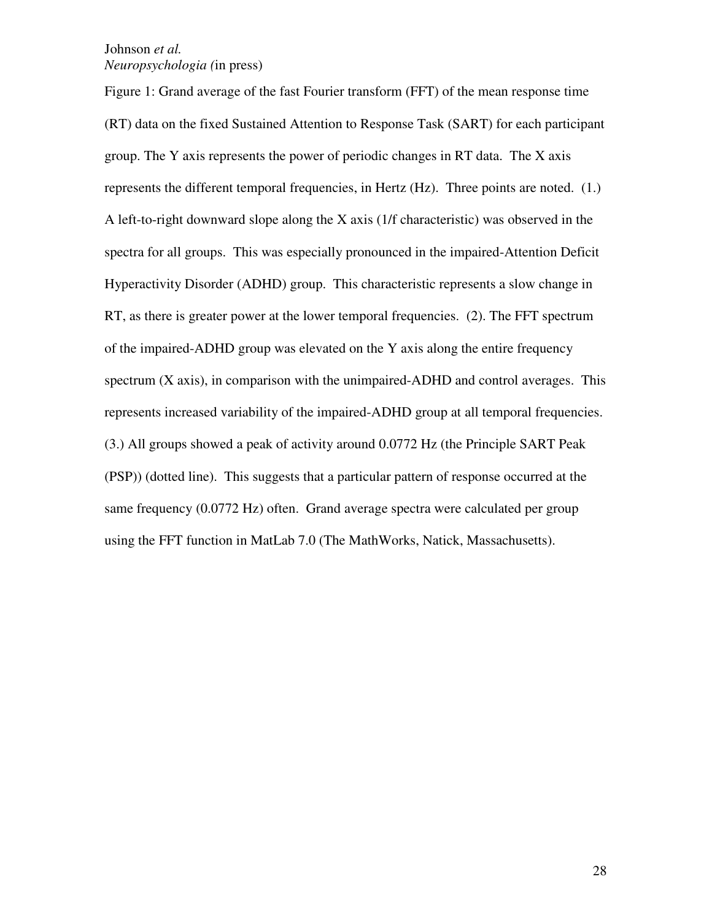Figure 1: Grand average of the fast Fourier transform (FFT) of the mean response time (RT) data on the fixed Sustained Attention to Response Task (SART) for each participant group. The Y axis represents the power of periodic changes in RT data. The X axis represents the different temporal frequencies, in Hertz (Hz). Three points are noted. (1.) A left-to-right downward slope along the X axis (1/f characteristic) was observed in the spectra for all groups. This was especially pronounced in the impaired-Attention Deficit Hyperactivity Disorder (ADHD) group. This characteristic represents a slow change in RT, as there is greater power at the lower temporal frequencies. (2). The FFT spectrum of the impaired-ADHD group was elevated on the Y axis along the entire frequency spectrum (X axis), in comparison with the unimpaired-ADHD and control averages. This represents increased variability of the impaired-ADHD group at all temporal frequencies. (3.) All groups showed a peak of activity around 0.0772 Hz (the Principle SART Peak (PSP)) (dotted line). This suggests that a particular pattern of response occurred at the same frequency (0.0772 Hz) often. Grand average spectra were calculated per group using the FFT function in MatLab 7.0 (The MathWorks, Natick, Massachusetts).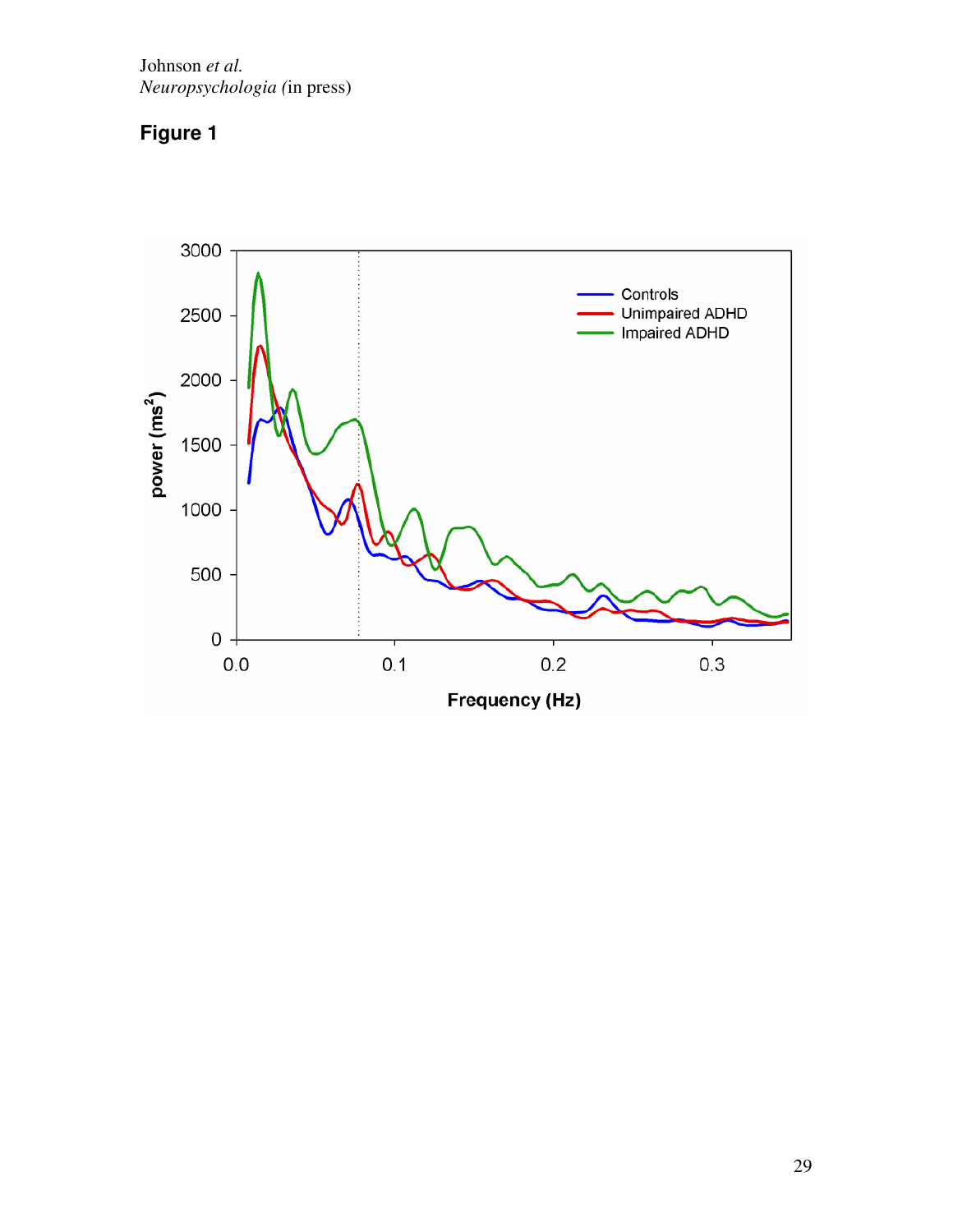## Figure 1

3000
2500
2000
1500
1000
500
0

power (ms$^2$)

0.0
0.1
0.2
0.3

Frequency (Hz)

Controls
Unimpaired ADHD
Impaired ADHD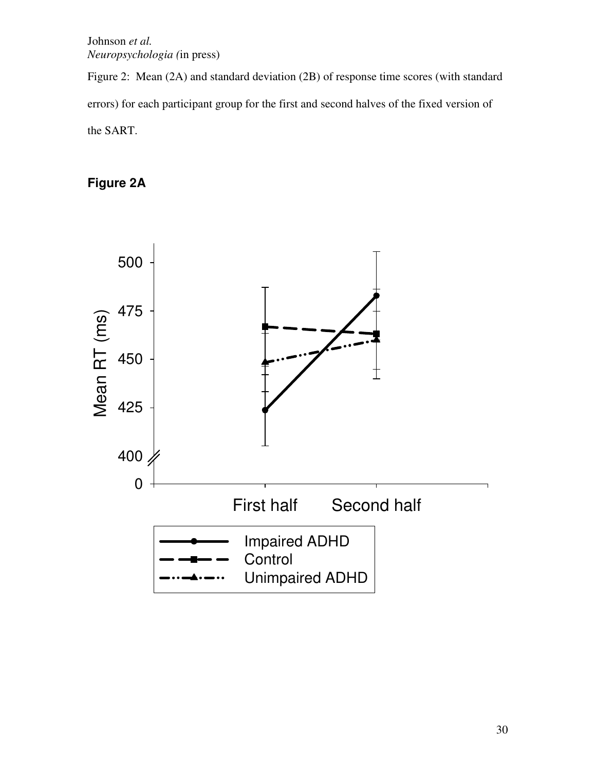Figure 2: Mean (2A) and standard deviation (2B) of response time scores (with standard errors) for each participant group for the first and second halves of the fixed version of the SART.

**Figure 2A**

Mean RT (ms)

500
475
450
425
400
0

First half
Second half

Impaired ADHD
Control
Unimpaired ADHD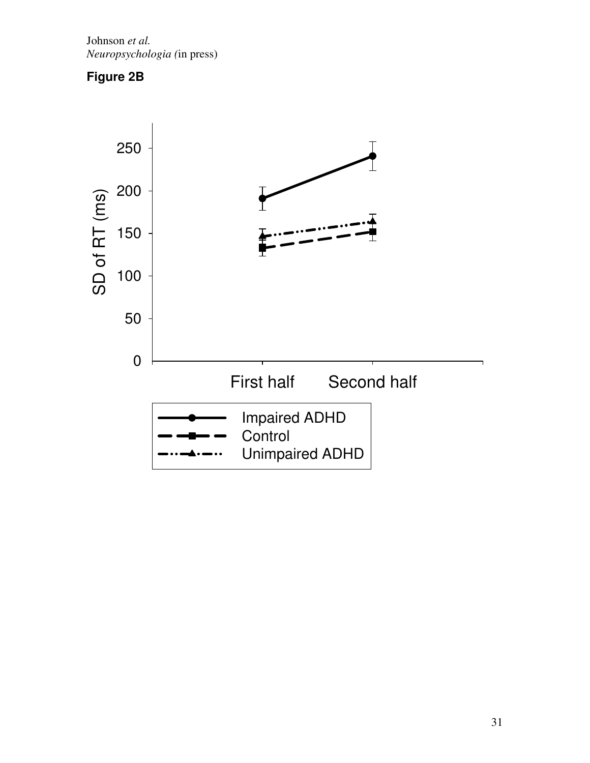**Figure 2B**

SD of RT (ms)

250

200

150

100

50

0

First half

Second half

Impaired ADHD

Control

Unimpaired ADHD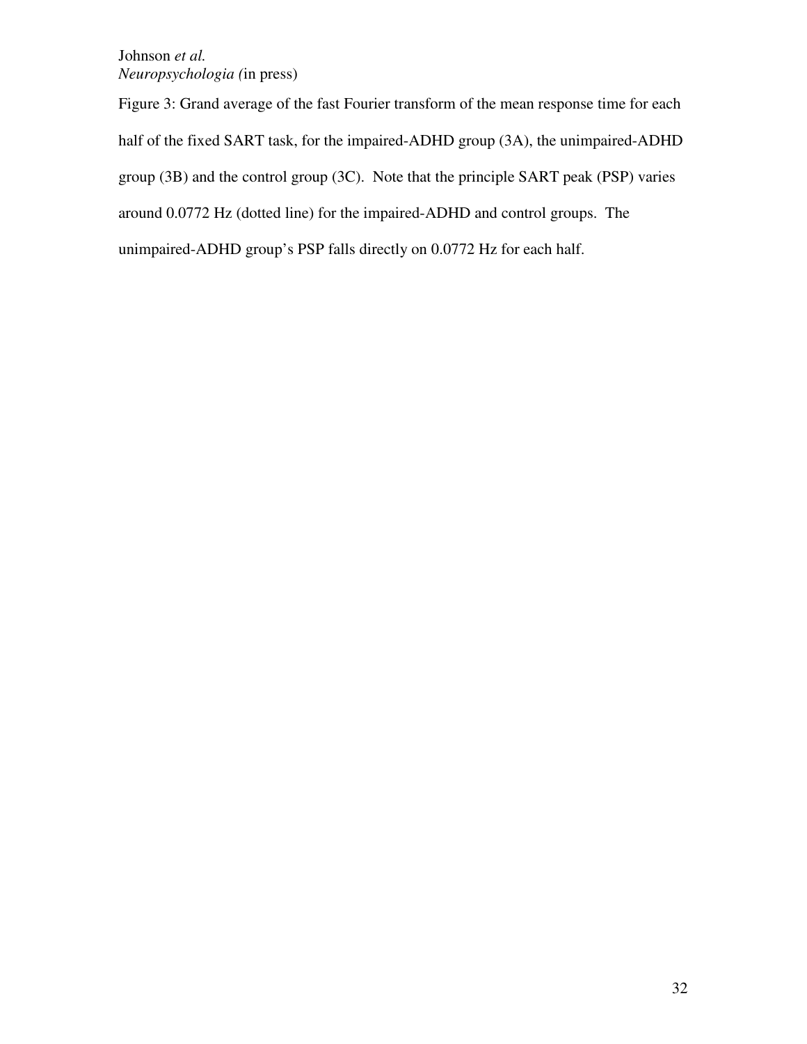Figure 3: Grand average of the fast Fourier transform of the mean response time for each half of the fixed SART task, for the impaired-ADHD group (3A), the unimpaired-ADHD group (3B) and the control group (3C). Note that the principle SART peak (PSP) varies around 0.0772 Hz (dotted line) for the impaired-ADHD and control groups. The unimpaired-ADHD group's PSP falls directly on 0.0772 Hz for each half.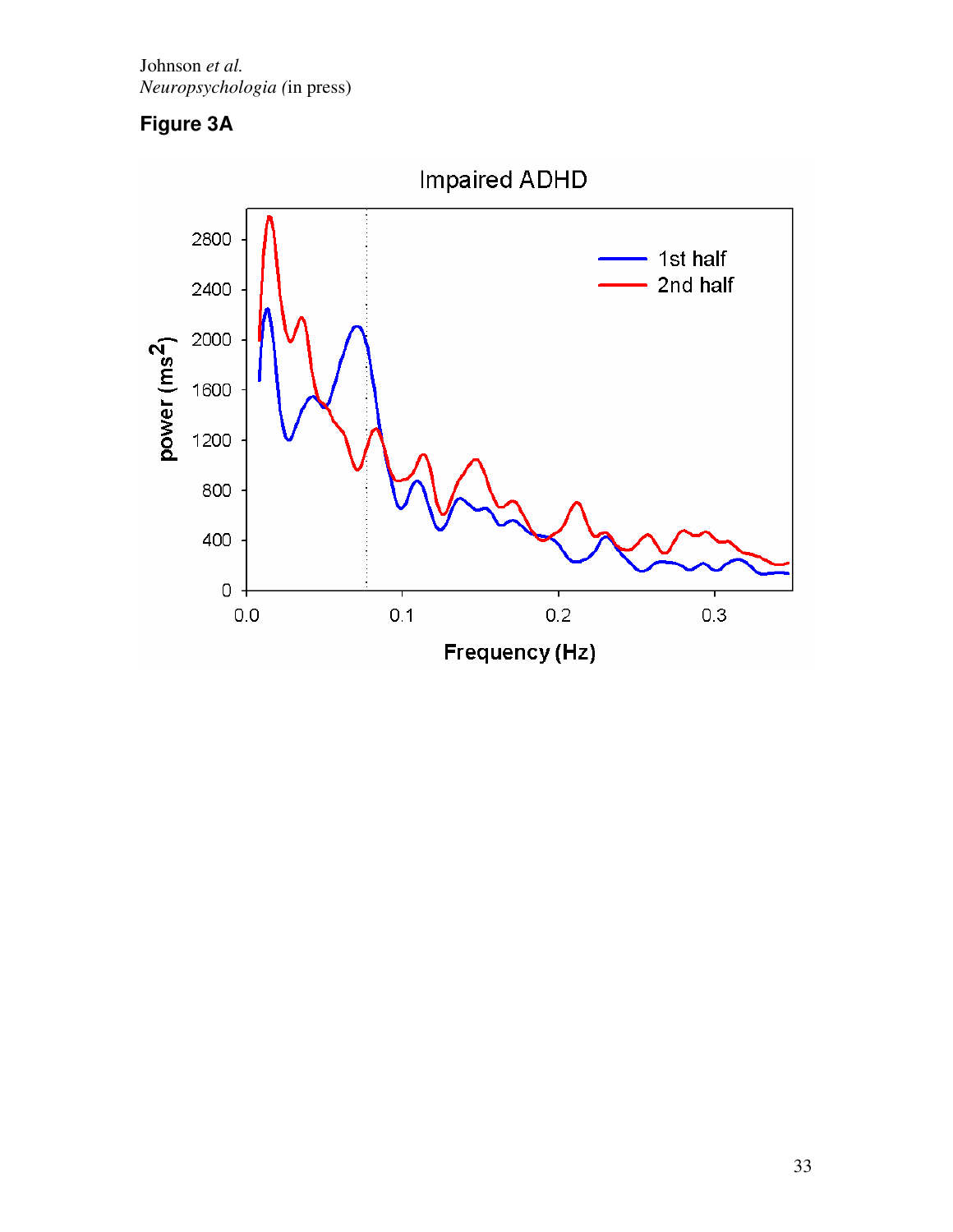**Figure 3A**

Impaired ADHD

power (ms$^2$)

0
400
800
1200
1600
2000
2400
2800

0.0
0.1
0.2
0.3

Frequency (Hz)

1st half
2nd half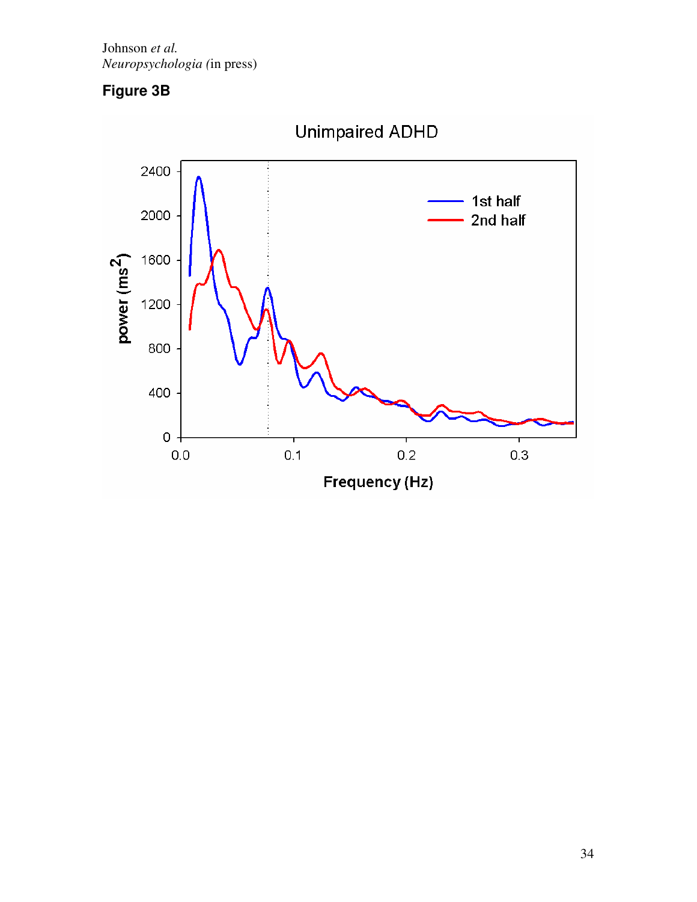**Figure 3B**

Unimpaired ADHD

power (ms$^2$)

2400
2000
1600
1200
800
400
0

0.0
0.1
0.2
0.3

Frequency (Hz)

1st half
2nd half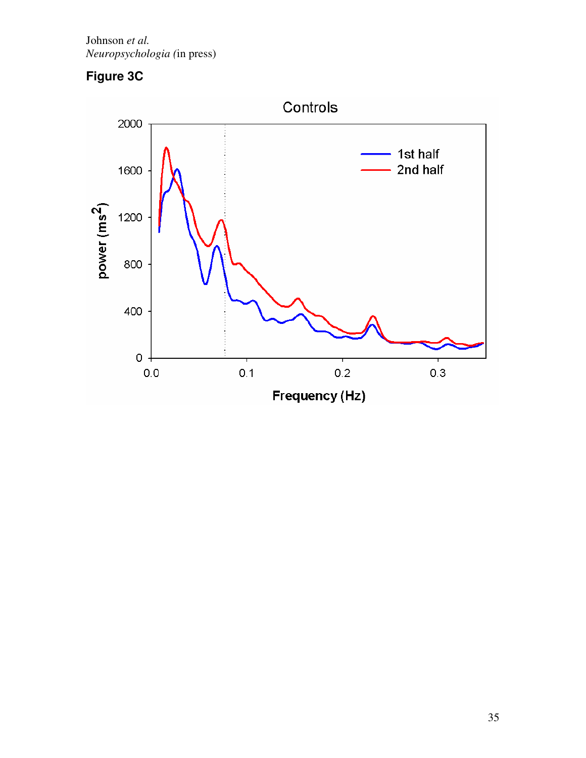## Figure 3C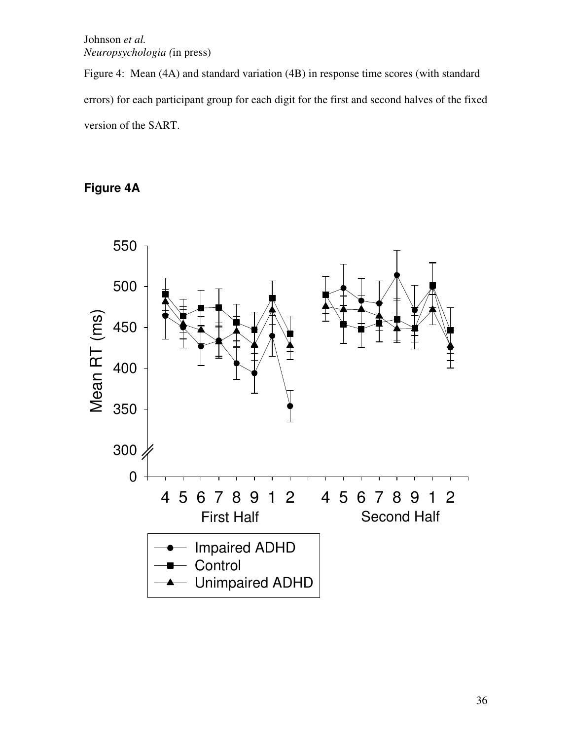Figure 4: Mean (4A) and standard variation (4B) in response time scores (with standard errors) for each participant group for each digit for the first and second halves of the fixed version of the SART.

**Figure 4A**

550
500
450
400
350
300
0

Mean RT (ms)

4 5 6 7 8 9 1 2
First Half

4 5 6 7 8 9 1 2
Second Half

Impaired ADHD
Control
Unimpaired ADHD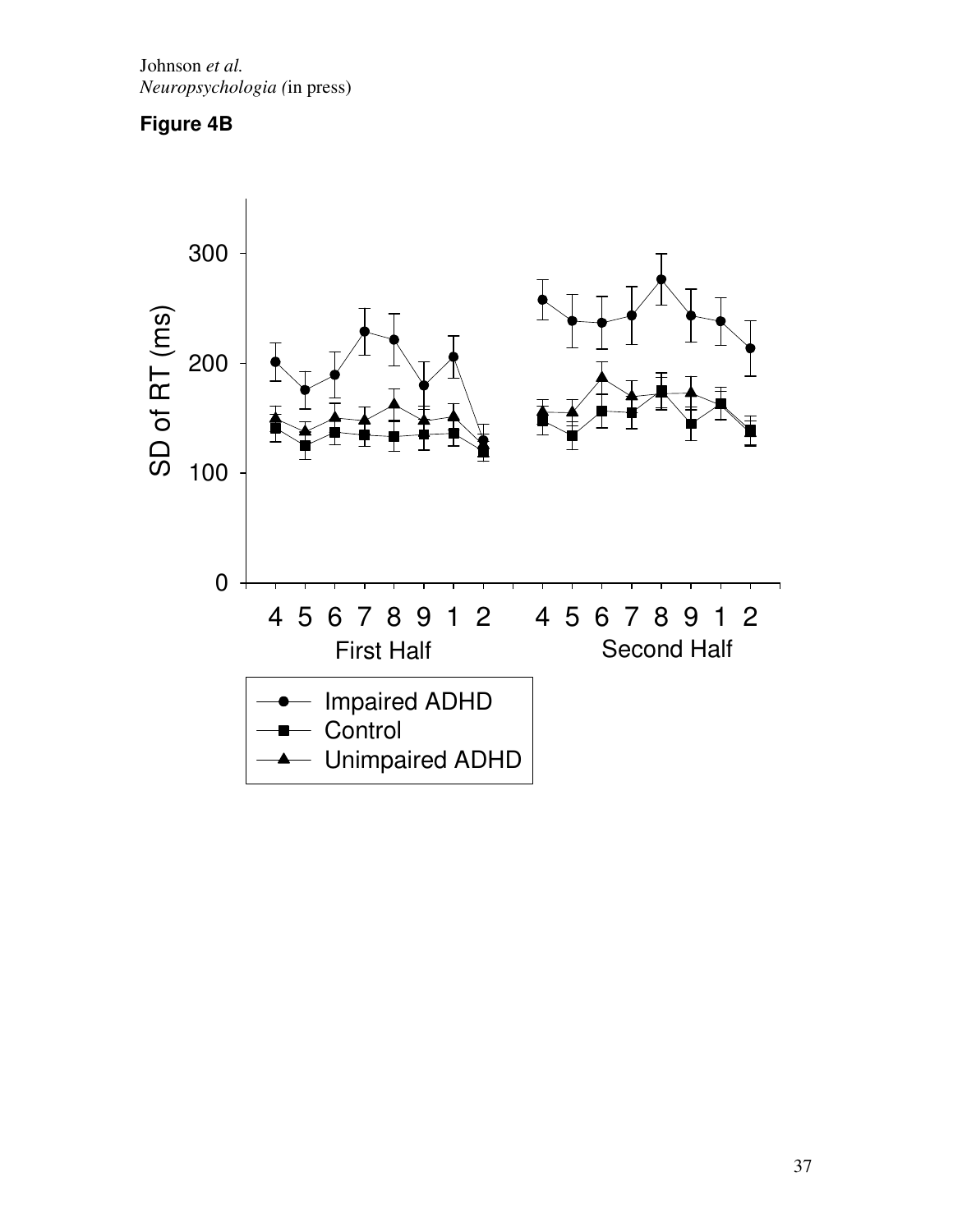**Figure 4B**

SD of RT (ms)

300

200

100

0

4 5 6 7 8 9 1 2

First Half

4 5 6 7 8 9 1 2

Second Half

Impaired ADHD

Control

Unimpaired ADHD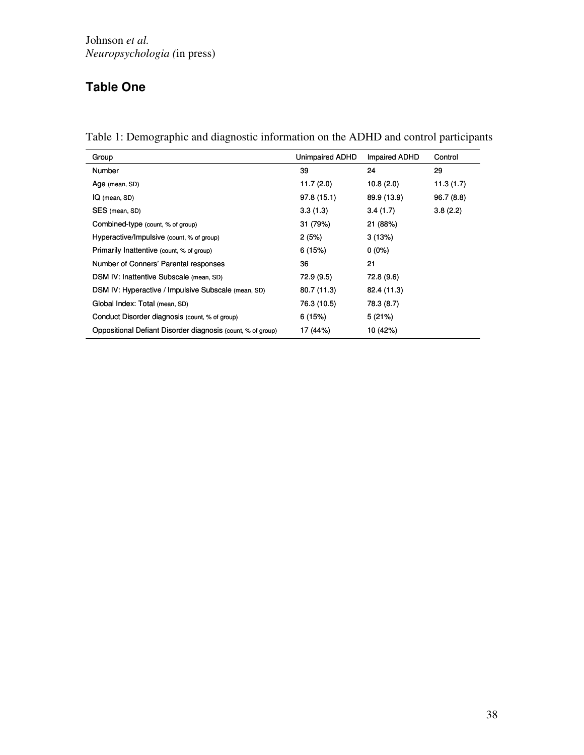## Table One

Table 1: Demographic and diagnostic information on the ADHD and control participants

| Group | Unimpaired ADHD | Impaired ADHD | Control |
|---|---|---|---|
| Number | 39 | 24 | 29 |
| Age (mean, SD) | 11.7 (2.0) | 10.8 (2.0) | 11.3 (1.7) |
| IQ (mean, SD) | 97.8 (15.1) | 89.9 (13.9) | 96.7 (8.8) |
| SES (mean, SD) | 3.3 (1.3) | 3.4 (1.7) | 3.8 (2.2) |
| Combined-type (count, % of group) | 31 (79%) | 21 (88%) | |
| Hyperactive/Impulsive (count, % of group) | 2 (5%) | 3 (13%) | |
| Primarily Inattentive (count, % of group) | 6 (15%) | 0 (0%) | |
| Number of Conners' Parental responses | 36 | 21 | |
| DSM IV: Inattentive Subscale (mean, SD) | 72.9 (9.5) | 72.8 (9.6) | |
| DSM IV: Hyperactive / Impulsive Subscale (mean, SD) | 80.7 (11.3) | 82.4 (11.3) | |
| Global Index: Total (mean, SD) | 76.3 (10.5) | 78.3 (8.7) | |
| Conduct Disorder diagnosis (count, % of group) | 6 (15%) | 5 (21%) | |
| Oppositional Defiant Disorder diagnosis (count, % of group) | 17 (44%) | 10 (42%) | |